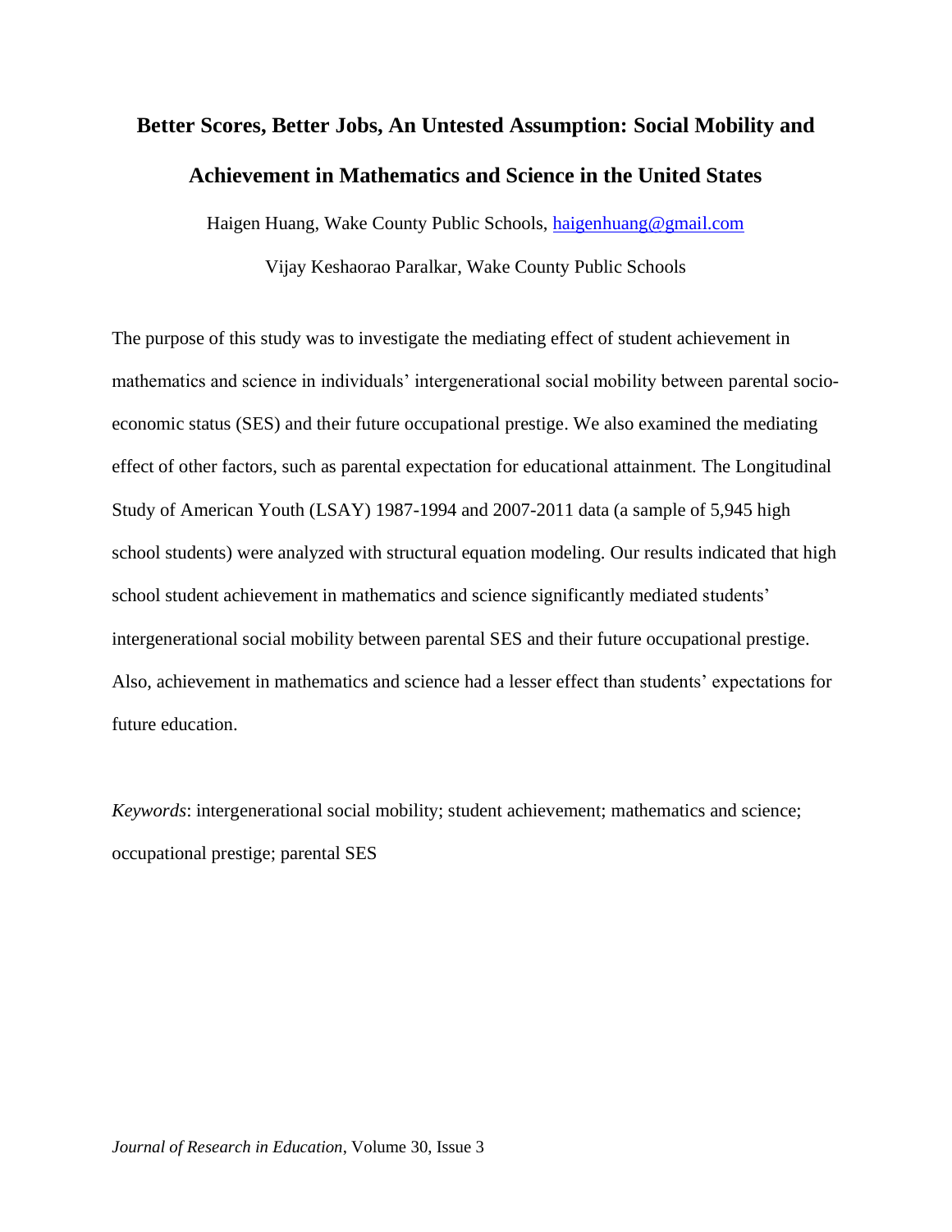# Better Scores, Better Jobs, An Untested Assumption: Social Mobility and Achievement in Mathematics and Science in the United States

Haigen Huang, Wake County Public Schools, haigenhuang@gmail.com

Vijay Keshaorao Paralkar, Wake County Public Schools

The purpose of this study was to investigate the mediating effect of student achievement in mathematics and science in individuals' intergenerational social mobility between parental socio-economic status (SES) and their future occupational prestige. We also examined the mediating effect of other factors, such as parental expectation for educational attainment. The Longitudinal Study of American Youth (LSAY) 1987-1994 and 2007-2011 data (a sample of 5,945 high school students) were analyzed with structural equation modeling. Our results indicated that high school student achievement in mathematics and science significantly mediated students' intergenerational social mobility between parental SES and their future occupational prestige. Also, achievement in mathematics and science had a lesser effect than students' expectations for future education.

*Keywords*: intergenerational social mobility; student achievement; mathematics and science; occupational prestige; parental SES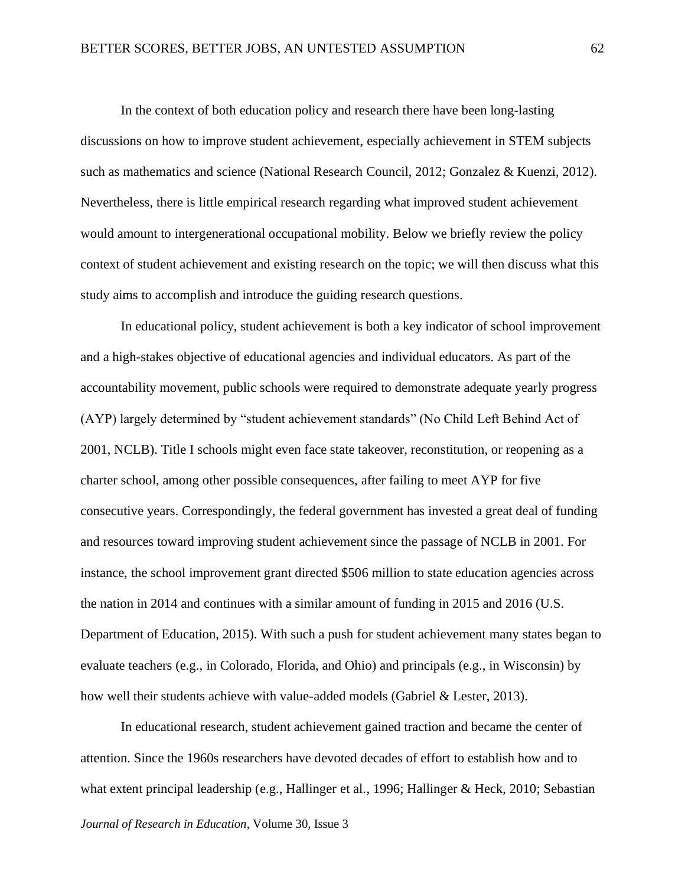In the context of both education policy and research there have been long-lasting discussions on how to improve student achievement, especially achievement in STEM subjects such as mathematics and science (National Research Council, 2012; Gonzalez & Kuenzi, 2012). Nevertheless, there is little empirical research regarding what improved student achievement would amount to intergenerational occupational mobility. Below we briefly review the policy context of student achievement and existing research on the topic; we will then discuss what this study aims to accomplish and introduce the guiding research questions.

In educational policy, student achievement is both a key indicator of school improvement and a high-stakes objective of educational agencies and individual educators. As part of the accountability movement, public schools were required to demonstrate adequate yearly progress (AYP) largely determined by "student achievement standards" (No Child Left Behind Act of 2001, NCLB). Title I schools might even face state takeover, reconstitution, or reopening as a charter school, among other possible consequences, after failing to meet AYP for five consecutive years. Correspondingly, the federal government has invested a great deal of funding and resources toward improving student achievement since the passage of NCLB in 2001. For instance, the school improvement grant directed $506 million to state education agencies across the nation in 2014 and continues with a similar amount of funding in 2015 and 2016 (U.S. Department of Education, 2015). With such a push for student achievement many states began to evaluate teachers (e.g., in Colorado, Florida, and Ohio) and principals (e.g., in Wisconsin) by how well their students achieve with value-added models (Gabriel & Lester, 2013).

In educational research, student achievement gained traction and became the center of attention. Since the 1960s researchers have devoted decades of effort to establish how and to what extent principal leadership (e.g., Hallinger et al., 1996; Hallinger & Heck, 2010; Sebastian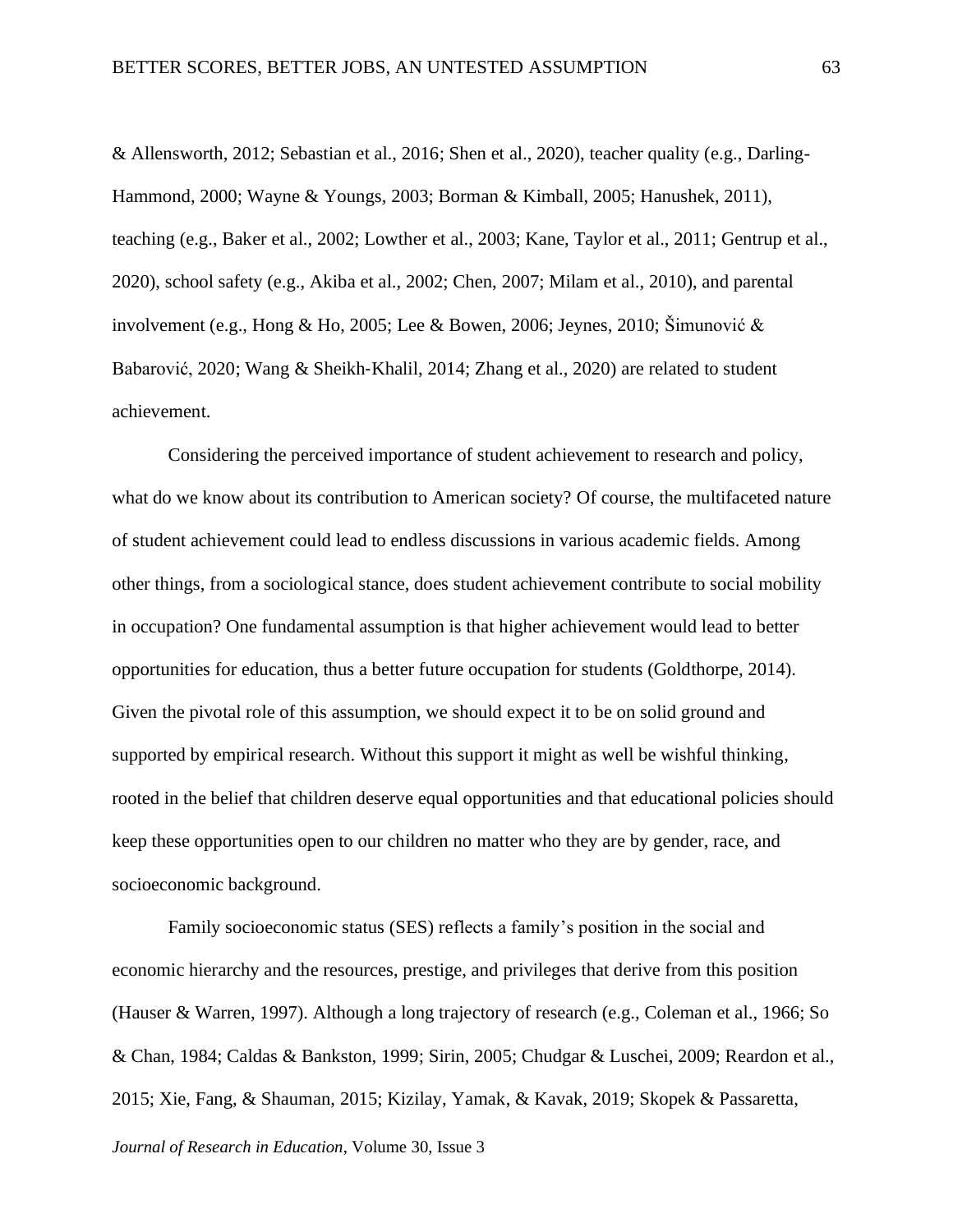& Allensworth, 2012; Sebastian et al., 2016; Shen et al., 2020), teacher quality (e.g., Darling-Hammond, 2000; Wayne & Youngs, 2003; Borman & Kimball, 2005; Hanushek, 2011), teaching (e.g., Baker et al., 2002; Lowther et al., 2003; Kane, Taylor et al., 2011; Gentrup et al., 2020), school safety (e.g., Akiba et al., 2002; Chen, 2007; Milam et al., 2010), and parental involvement (e.g., Hong & Ho, 2005; Lee & Bowen, 2006; Jeynes, 2010; Šimunović & Babarović, 2020; Wang & Sheikh-Khalil, 2014; Zhang et al., 2020) are related to student achievement.

Considering the perceived importance of student achievement to research and policy, what do we know about its contribution to American society? Of course, the multifaceted nature of student achievement could lead to endless discussions in various academic fields. Among other things, from a sociological stance, does student achievement contribute to social mobility in occupation? One fundamental assumption is that higher achievement would lead to better opportunities for education, thus a better future occupation for students (Goldthorpe, 2014). Given the pivotal role of this assumption, we should expect it to be on solid ground and supported by empirical research. Without this support it might as well be wishful thinking, rooted in the belief that children deserve equal opportunities and that educational policies should keep these opportunities open to our children no matter who they are by gender, race, and socioeconomic background.

Family socioeconomic status (SES) reflects a family's position in the social and economic hierarchy and the resources, prestige, and privileges that derive from this position (Hauser & Warren, 1997). Although a long trajectory of research (e.g., Coleman et al., 1966; So & Chan, 1984; Caldas & Bankston, 1999; Sirin, 2005; Chudgar & Luschei, 2009; Reardon et al., 2015; Xie, Fang, & Shauman, 2015; Kizilay, Yamak, & Kavak, 2019; Skopek & Passaretta,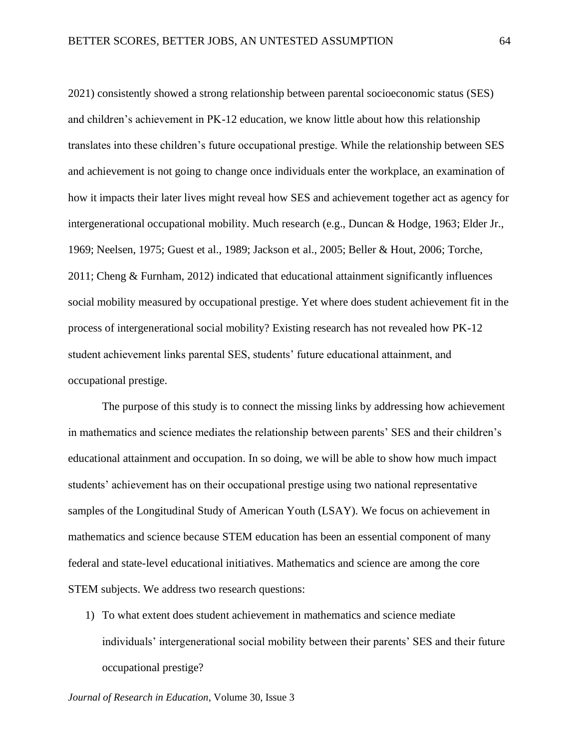2021) consistently showed a strong relationship between parental socioeconomic status (SES) and children's achievement in PK-12 education, we know little about how this relationship translates into these children's future occupational prestige. While the relationship between SES and achievement is not going to change once individuals enter the workplace, an examination of how it impacts their later lives might reveal how SES and achievement together act as agency for intergenerational occupational mobility. Much research (e.g., Duncan & Hodge, 1963; Elder Jr., 1969; Neelsen, 1975; Guest et al., 1989; Jackson et al., 2005; Beller & Hout, 2006; Torche, 2011; Cheng & Furnham, 2012) indicated that educational attainment significantly influences social mobility measured by occupational prestige. Yet where does student achievement fit in the process of intergenerational social mobility? Existing research has not revealed how PK-12 student achievement links parental SES, students' future educational attainment, and occupational prestige.

The purpose of this study is to connect the missing links by addressing how achievement in mathematics and science mediates the relationship between parents' SES and their children's educational attainment and occupation. In so doing, we will be able to show how much impact students' achievement has on their occupational prestige using two national representative samples of the Longitudinal Study of American Youth (LSAY). We focus on achievement in mathematics and science because STEM education has been an essential component of many federal and state-level educational initiatives. Mathematics and science are among the core STEM subjects. We address two research questions:

1) To what extent does student achievement in mathematics and science mediate individuals' intergenerational social mobility between their parents' SES and their future occupational prestige?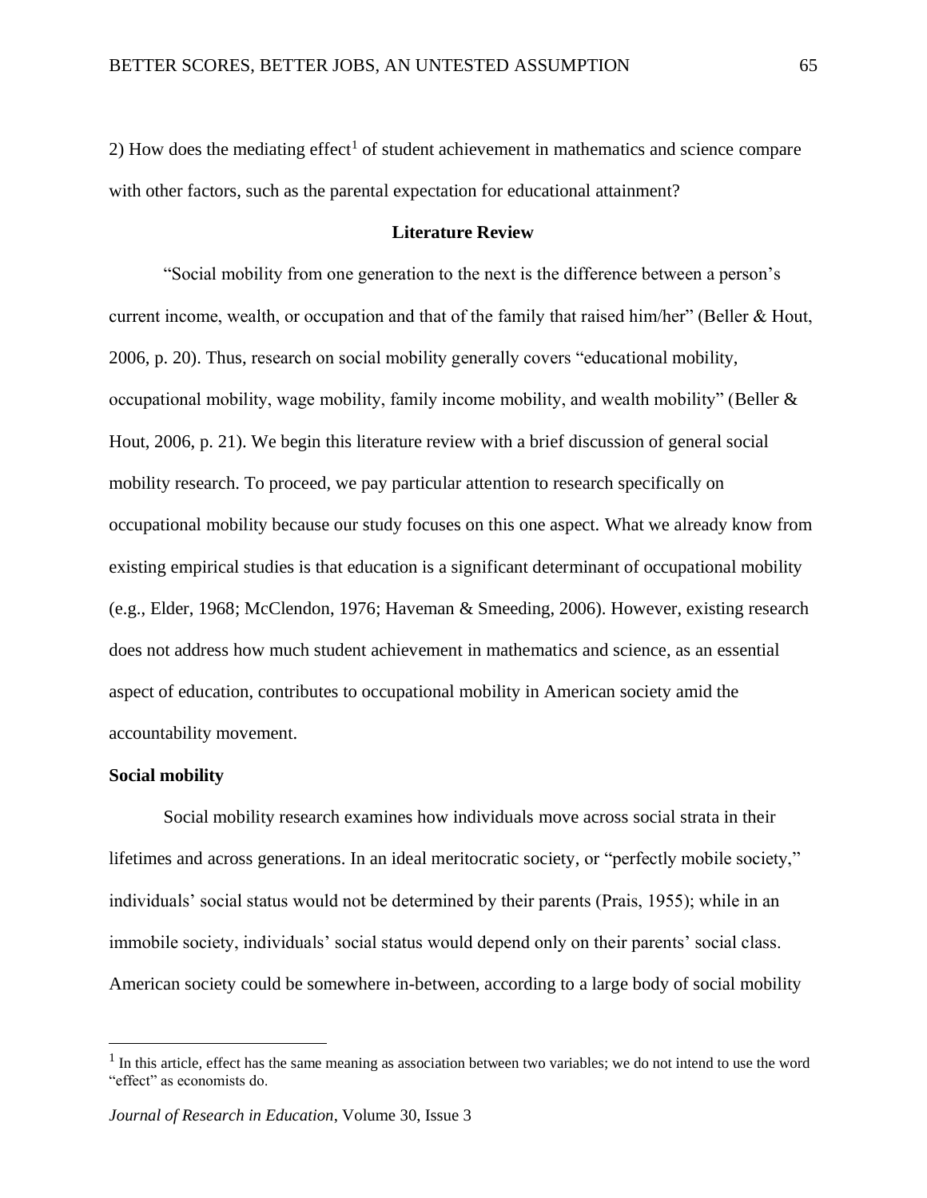2) How does the mediating effect[1] of student achievement in mathematics and science compare with other factors, such as the parental expectation for educational attainment?

## Literature Review

"Social mobility from one generation to the next is the difference between a person's current income, wealth, or occupation and that of the family that raised him/her" (Beller & Hout, 2006, p. 20). Thus, research on social mobility generally covers "educational mobility, occupational mobility, wage mobility, family income mobility, and wealth mobility" (Beller & Hout, 2006, p. 21). We begin this literature review with a brief discussion of general social mobility research. To proceed, we pay particular attention to research specifically on occupational mobility because our study focuses on this one aspect. What we already know from existing empirical studies is that education is a significant determinant of occupational mobility (e.g., Elder, 1968; McClendon, 1976; Haveman & Smeeding, 2006). However, existing research does not address how much student achievement in mathematics and science, as an essential aspect of education, contributes to occupational mobility in American society amid the accountability movement.

### Social mobility

Social mobility research examines how individuals move across social strata in their lifetimes and across generations. In an ideal meritocratic society, or "perfectly mobile society," individuals' social status would not be determined by their parents (Prais, 1955); while in an immobile society, individuals' social status would depend only on their parents' social class. American society could be somewhere in-between, according to a large body of social mobility

[1] In this article, effect has the same meaning as association between two variables; we do not intend to use the word "effect" as economists do.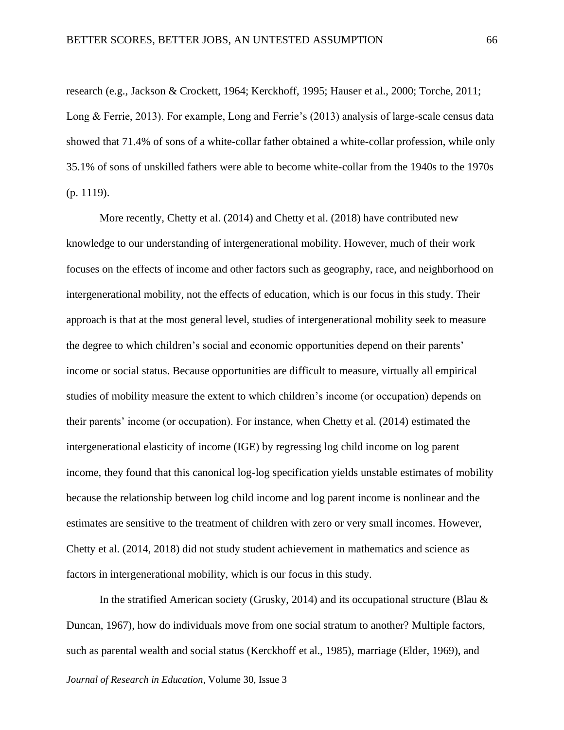research (e.g., Jackson & Crockett, 1964; Kerckhoff, 1995; Hauser et al., 2000; Torche, 2011; Long & Ferrie, 2013). For example, Long and Ferrie's (2013) analysis of large-scale census data showed that 71.4% of sons of a white-collar father obtained a white-collar profession, while only 35.1% of sons of unskilled fathers were able to become white-collar from the 1940s to the 1970s (p. 1119).

More recently, Chetty et al. (2014) and Chetty et al. (2018) have contributed new knowledge to our understanding of intergenerational mobility. However, much of their work focuses on the effects of income and other factors such as geography, race, and neighborhood on intergenerational mobility, not the effects of education, which is our focus in this study. Their approach is that at the most general level, studies of intergenerational mobility seek to measure the degree to which children's social and economic opportunities depend on their parents' income or social status. Because opportunities are difficult to measure, virtually all empirical studies of mobility measure the extent to which children's income (or occupation) depends on their parents' income (or occupation). For instance, when Chetty et al. (2014) estimated the intergenerational elasticity of income (IGE) by regressing log child income on log parent income, they found that this canonical log-log specification yields unstable estimates of mobility because the relationship between log child income and log parent income is nonlinear and the estimates are sensitive to the treatment of children with zero or very small incomes. However, Chetty et al. (2014, 2018) did not study student achievement in mathematics and science as factors in intergenerational mobility, which is our focus in this study.

In the stratified American society (Grusky, 2014) and its occupational structure (Blau & Duncan, 1967), how do individuals move from one social stratum to another? Multiple factors, such as parental wealth and social status (Kerckhoff et al., 1985), marriage (Elder, 1969), and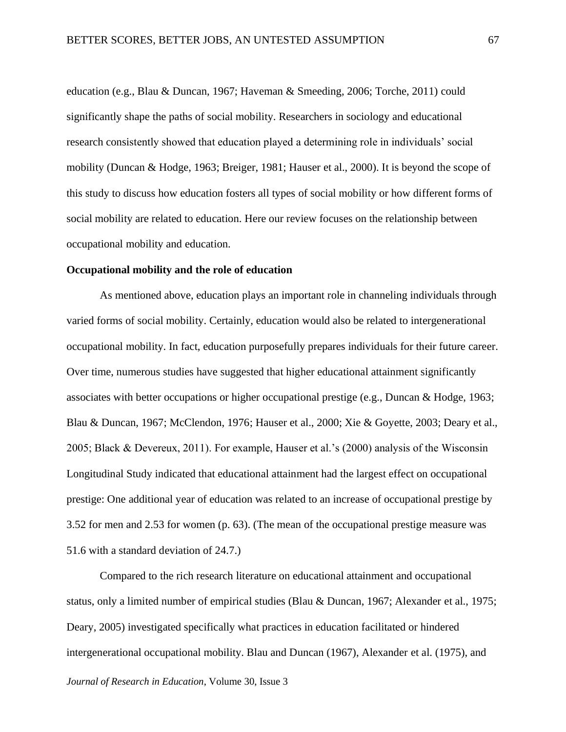education (e.g., Blau & Duncan, 1967; Haveman & Smeeding, 2006; Torche, 2011) could significantly shape the paths of social mobility. Researchers in sociology and educational research consistently showed that education played a determining role in individuals' social mobility (Duncan & Hodge, 1963; Breiger, 1981; Hauser et al., 2000). It is beyond the scope of this study to discuss how education fosters all types of social mobility or how different forms of social mobility are related to education. Here our review focuses on the relationship between occupational mobility and education.

**Occupational mobility and the role of education**

As mentioned above, education plays an important role in channeling individuals through varied forms of social mobility. Certainly, education would also be related to intergenerational occupational mobility. In fact, education purposefully prepares individuals for their future career. Over time, numerous studies have suggested that higher educational attainment significantly associates with better occupations or higher occupational prestige (e.g., Duncan & Hodge, 1963; Blau & Duncan, 1967; McClendon, 1976; Hauser et al., 2000; Xie & Goyette, 2003; Deary et al., 2005; Black & Devereux, 2011). For example, Hauser et al.'s (2000) analysis of the Wisconsin Longitudinal Study indicated that educational attainment had the largest effect on occupational prestige: One additional year of education was related to an increase of occupational prestige by 3.52 for men and 2.53 for women (p. 63). (The mean of the occupational prestige measure was 51.6 with a standard deviation of 24.7.)

Compared to the rich research literature on educational attainment and occupational status, only a limited number of empirical studies (Blau & Duncan, 1967; Alexander et al., 1975; Deary, 2005) investigated specifically what practices in education facilitated or hindered intergenerational occupational mobility. Blau and Duncan (1967), Alexander et al. (1975), and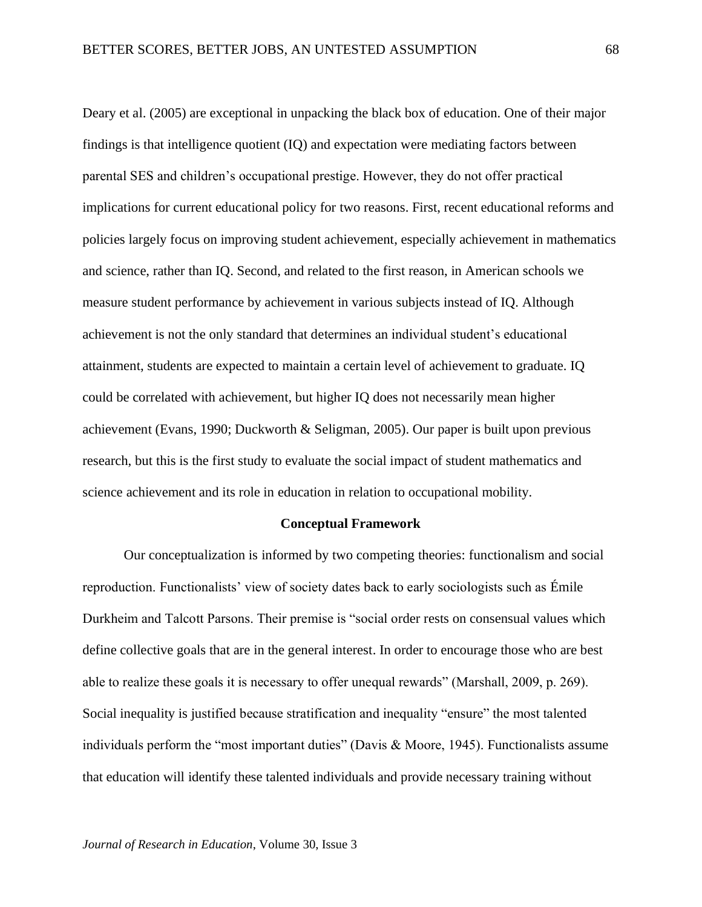Deary et al. (2005) are exceptional in unpacking the black box of education. One of their major findings is that intelligence quotient (IQ) and expectation were mediating factors between parental SES and children's occupational prestige. However, they do not offer practical implications for current educational policy for two reasons. First, recent educational reforms and policies largely focus on improving student achievement, especially achievement in mathematics and science, rather than IQ. Second, and related to the first reason, in American schools we measure student performance by achievement in various subjects instead of IQ. Although achievement is not the only standard that determines an individual student's educational attainment, students are expected to maintain a certain level of achievement to graduate. IQ could be correlated with achievement, but higher IQ does not necessarily mean higher achievement (Evans, 1990; Duckworth & Seligman, 2005). Our paper is built upon previous research, but this is the first study to evaluate the social impact of student mathematics and science achievement and its role in education in relation to occupational mobility.

## Conceptual Framework

Our conceptualization is informed by two competing theories: functionalism and social reproduction. Functionalists' view of society dates back to early sociologists such as Émile Durkheim and Talcott Parsons. Their premise is "social order rests on consensual values which define collective goals that are in the general interest. In order to encourage those who are best able to realize these goals it is necessary to offer unequal rewards" (Marshall, 2009, p. 269). Social inequality is justified because stratification and inequality "ensure" the most talented individuals perform the "most important duties" (Davis & Moore, 1945). Functionalists assume that education will identify these talented individuals and provide necessary training without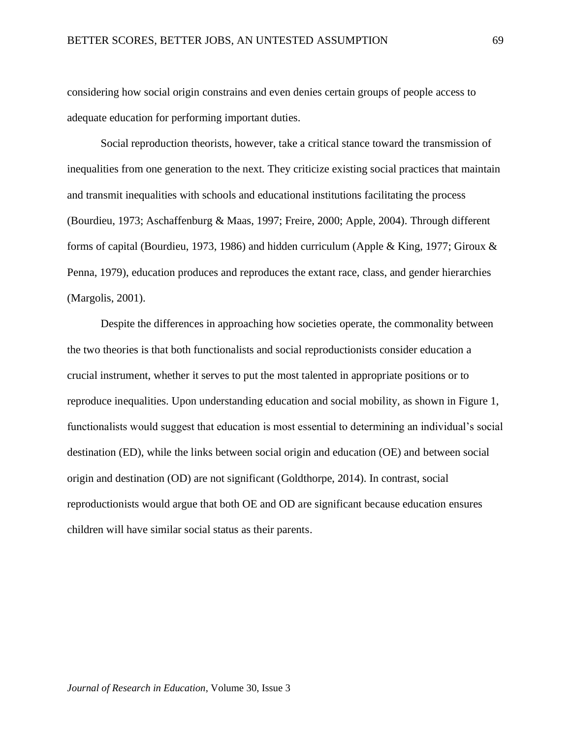considering how social origin constrains and even denies certain groups of people access to adequate education for performing important duties.

Social reproduction theorists, however, take a critical stance toward the transmission of inequalities from one generation to the next. They criticize existing social practices that maintain and transmit inequalities with schools and educational institutions facilitating the process (Bourdieu, 1973; Aschaffenburg & Maas, 1997; Freire, 2000; Apple, 2004). Through different forms of capital (Bourdieu, 1973, 1986) and hidden curriculum (Apple & King, 1977; Giroux & Penna, 1979), education produces and reproduces the extant race, class, and gender hierarchies (Margolis, 2001).

Despite the differences in approaching how societies operate, the commonality between the two theories is that both functionalists and social reproductionists consider education a crucial instrument, whether it serves to put the most talented in appropriate positions or to reproduce inequalities. Upon understanding education and social mobility, as shown in Figure 1, functionalists would suggest that education is most essential to determining an individual's social destination (ED), while the links between social origin and education (OE) and between social origin and destination (OD) are not significant (Goldthorpe, 2014). In contrast, social reproductionists would argue that both OE and OD are significant because education ensures children will have similar social status as their parents.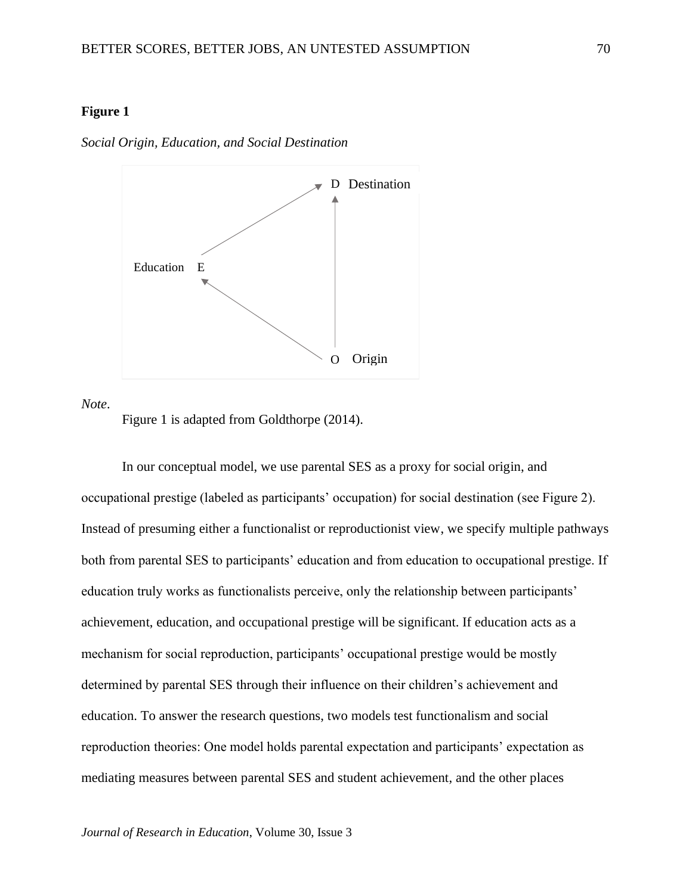**Figure 1**

*Social Origin, Education, and Social Destination*

*Note*.

Figure 1 is adapted from Goldthorpe (2014).

In our conceptual model, we use parental SES as a proxy for social origin, and occupational prestige (labeled as participants' occupation) for social destination (see Figure 2). Instead of presuming either a functionalist or reproductionist view, we specify multiple pathways both from parental SES to participants' education and from education to occupational prestige. If education truly works as functionalists perceive, only the relationship between participants' achievement, education, and occupational prestige will be significant. If education acts as a mechanism for social reproduction, participants' occupational prestige would be mostly determined by parental SES through their influence on their children's achievement and education. To answer the research questions, two models test functionalism and social reproduction theories: One model holds parental expectation and participants' expectation as mediating measures between parental SES and student achievement, and the other places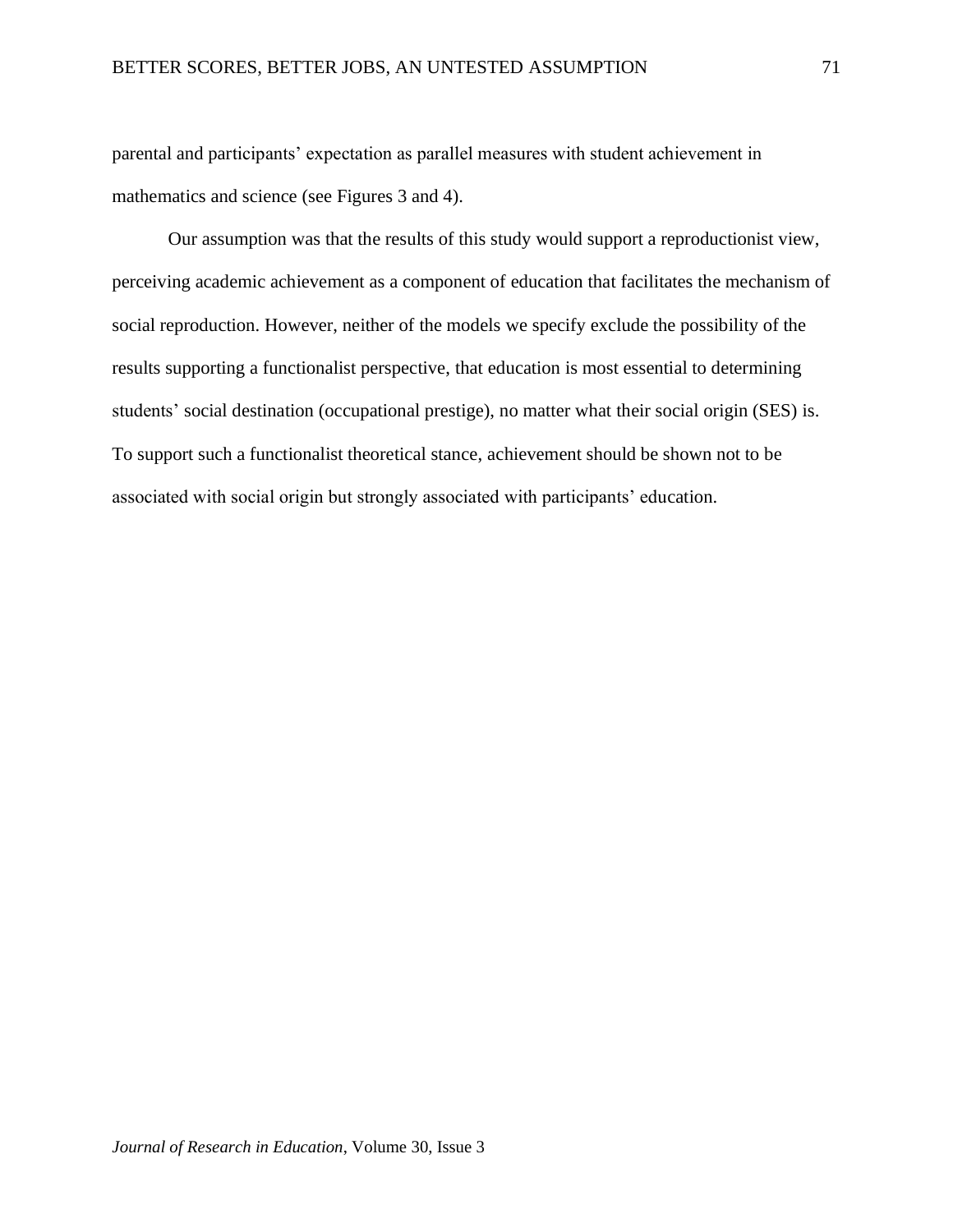parental and participants' expectation as parallel measures with student achievement in mathematics and science (see Figures 3 and 4).

Our assumption was that the results of this study would support a reproductionist view, perceiving academic achievement as a component of education that facilitates the mechanism of social reproduction. However, neither of the models we specify exclude the possibility of the results supporting a functionalist perspective, that education is most essential to determining students' social destination (occupational prestige), no matter what their social origin (SES) is. To support such a functionalist theoretical stance, achievement should be shown not to be associated with social origin but strongly associated with participants' education.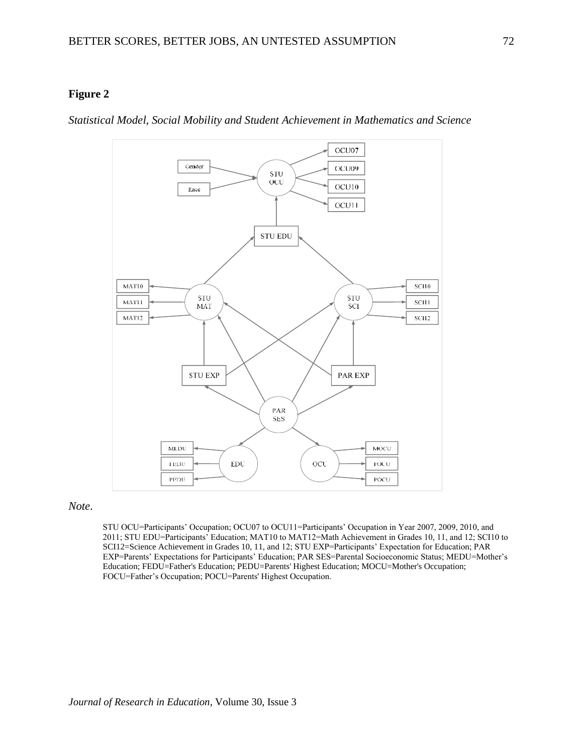**Figure 2**

*Statistical Model, Social Mobility and Student Achievement in Mathematics and Science*

*Note*.

STU OCU=Participants' Occupation; OCU07 to OCU11=Participants' Occupation in Year 2007, 2009, 2010, and 2011; STU EDU=Participants' Education; MAT10 to MAT12=Math Achievement in Grades 10, 11, and 12; SCI10 to SCI12=Science Achievement in Grades 10, 11, and 12; STU EXP=Participants' Expectation for Education; PAR EXP=Parents' Expectations for Participants' Education; PAR SES=Parental Socioeconomic Status; MEDU=Mother's Education; FEDU=Father's Education; PEDU=Parents' Highest Education; MOCU=Mother's Occupation; FOCU=Father's Occupation; POCU=Parents' Highest Occupation.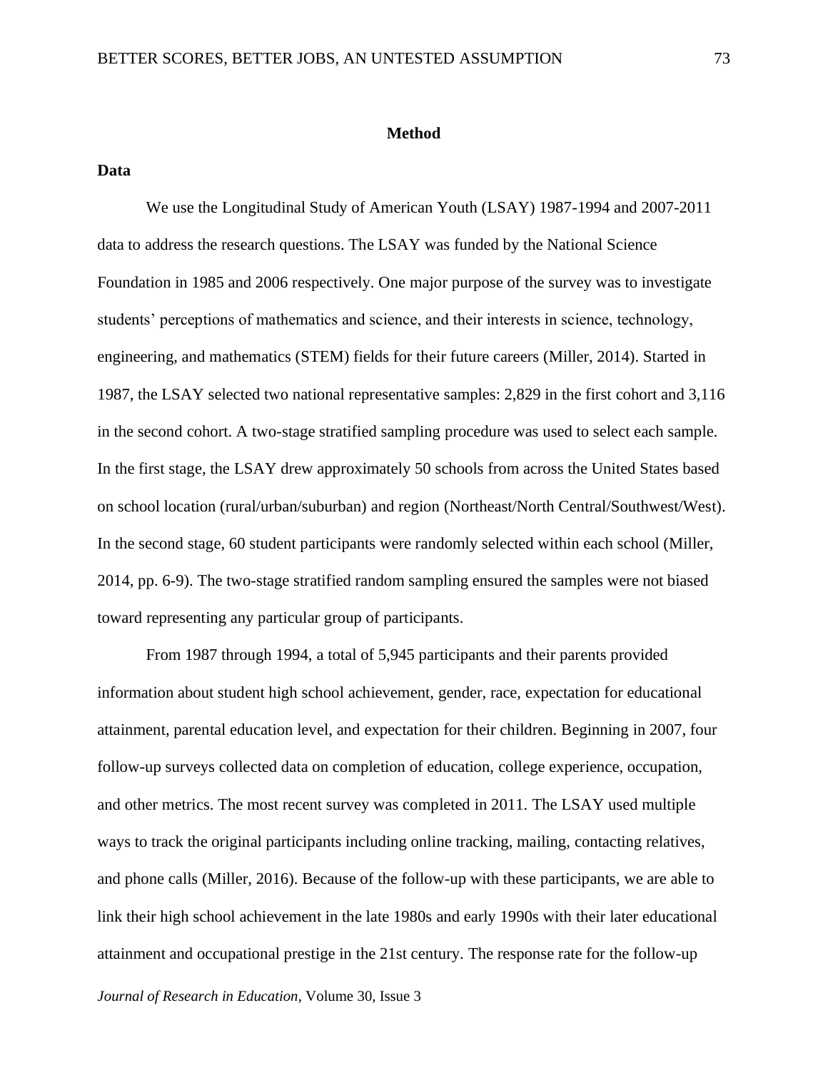## Method

### Data

We use the Longitudinal Study of American Youth (LSAY) 1987-1994 and 2007-2011 data to address the research questions. The LSAY was funded by the National Science Foundation in 1985 and 2006 respectively. One major purpose of the survey was to investigate students' perceptions of mathematics and science, and their interests in science, technology, engineering, and mathematics (STEM) fields for their future careers (Miller, 2014). Started in 1987, the LSAY selected two national representative samples: 2,829 in the first cohort and 3,116 in the second cohort. A two-stage stratified sampling procedure was used to select each sample. In the first stage, the LSAY drew approximately 50 schools from across the United States based on school location (rural/urban/suburban) and region (Northeast/North Central/Southwest/West). In the second stage, 60 student participants were randomly selected within each school (Miller, 2014, pp. 6-9). The two-stage stratified random sampling ensured the samples were not biased toward representing any particular group of participants.

From 1987 through 1994, a total of 5,945 participants and their parents provided information about student high school achievement, gender, race, expectation for educational attainment, parental education level, and expectation for their children. Beginning in 2007, four follow-up surveys collected data on completion of education, college experience, occupation, and other metrics. The most recent survey was completed in 2011. The LSAY used multiple ways to track the original participants including online tracking, mailing, contacting relatives, and phone calls (Miller, 2016). Because of the follow-up with these participants, we are able to link their high school achievement in the late 1980s and early 1990s with their later educational attainment and occupational prestige in the 21st century. The response rate for the follow-up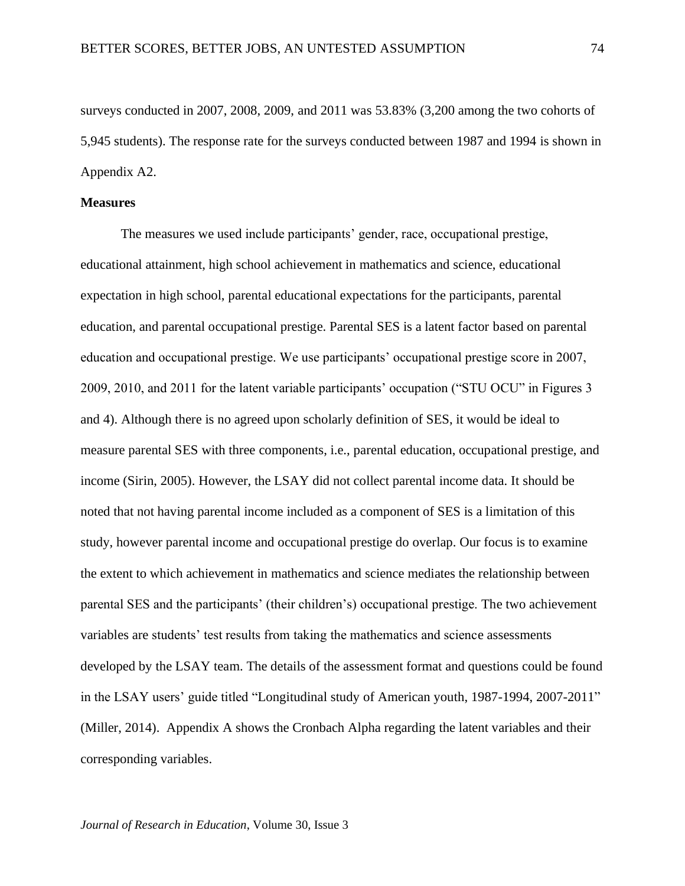surveys conducted in 2007, 2008, 2009, and 2011 was 53.83% (3,200 among the two cohorts of 5,945 students). The response rate for the surveys conducted between 1987 and 1994 is shown in Appendix A2.

**Measures**

The measures we used include participants' gender, race, occupational prestige, educational attainment, high school achievement in mathematics and science, educational expectation in high school, parental educational expectations for the participants, parental education, and parental occupational prestige. Parental SES is a latent factor based on parental education and occupational prestige. We use participants' occupational prestige score in 2007, 2009, 2010, and 2011 for the latent variable participants' occupation ("STU OCU" in Figures 3 and 4). Although there is no agreed upon scholarly definition of SES, it would be ideal to measure parental SES with three components, i.e., parental education, occupational prestige, and income (Sirin, 2005). However, the LSAY did not collect parental income data. It should be noted that not having parental income included as a component of SES is a limitation of this study, however parental income and occupational prestige do overlap. Our focus is to examine the extent to which achievement in mathematics and science mediates the relationship between parental SES and the participants' (their children's) occupational prestige. The two achievement variables are students' test results from taking the mathematics and science assessments developed by the LSAY team. The details of the assessment format and questions could be found in the LSAY users' guide titled "Longitudinal study of American youth, 1987-1994, 2007-2011" (Miller, 2014). Appendix A shows the Cronbach Alpha regarding the latent variables and their corresponding variables.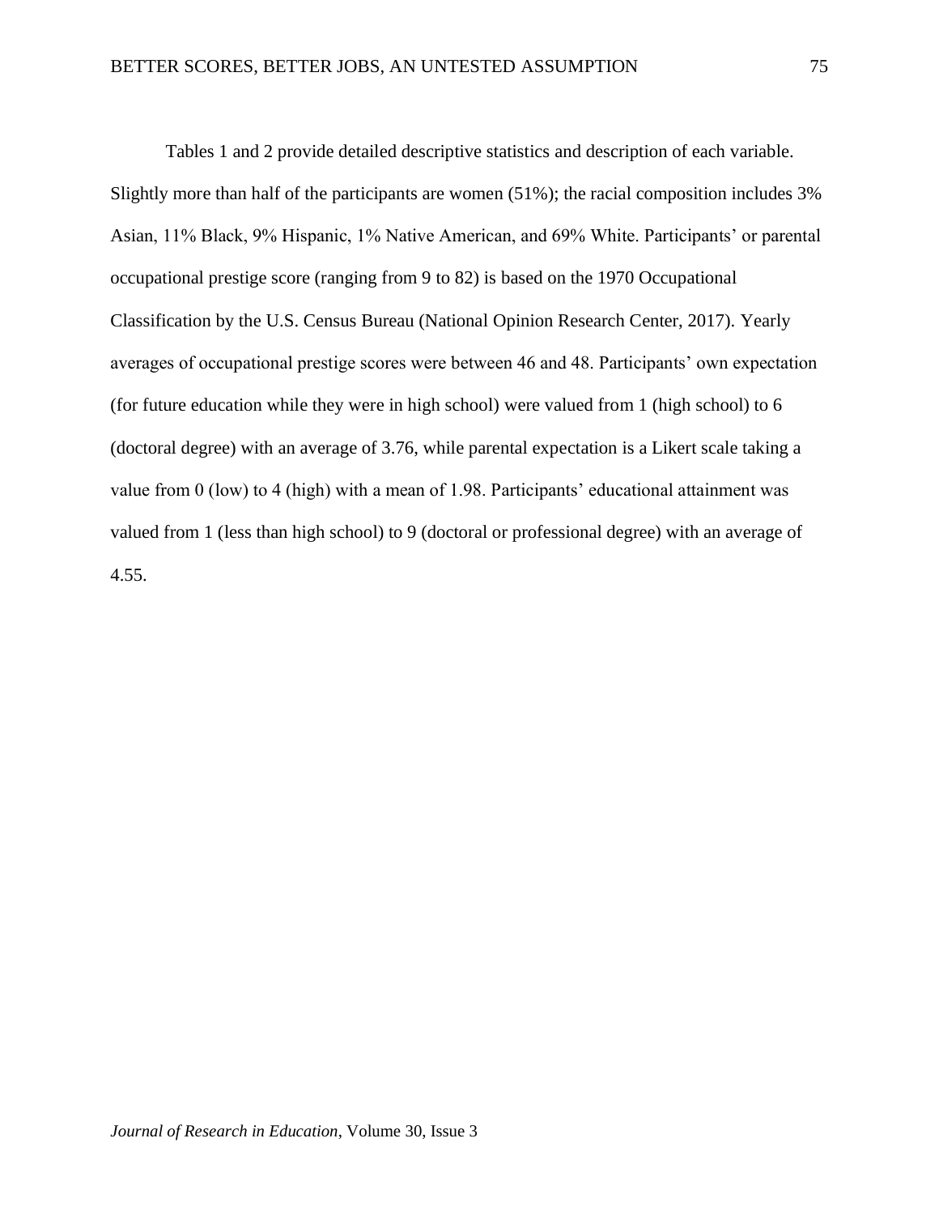Tables 1 and 2 provide detailed descriptive statistics and description of each variable. Slightly more than half of the participants are women (51%); the racial composition includes 3% Asian, 11% Black, 9% Hispanic, 1% Native American, and 69% White. Participants' or parental occupational prestige score (ranging from 9 to 82) is based on the 1970 Occupational Classification by the U.S. Census Bureau (National Opinion Research Center, 2017). Yearly averages of occupational prestige scores were between 46 and 48. Participants' own expectation (for future education while they were in high school) were valued from 1 (high school) to 6 (doctoral degree) with an average of 3.76, while parental expectation is a Likert scale taking a value from 0 (low) to 4 (high) with a mean of 1.98. Participants' educational attainment was valued from 1 (less than high school) to 9 (doctoral or professional degree) with an average of 4.55.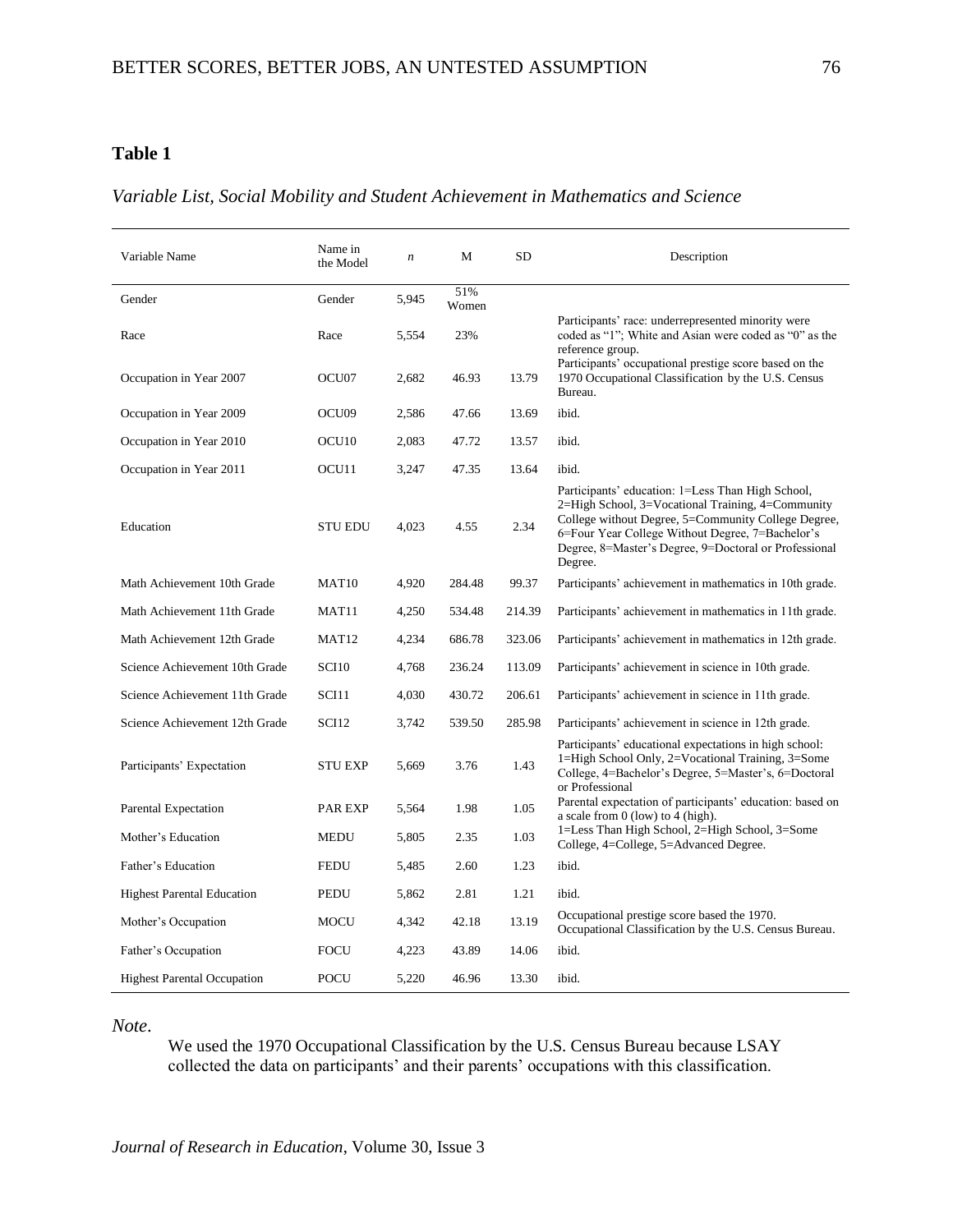**Table 1**

*Variable List, Social Mobility and Student Achievement in Mathematics and Science*

| Variable Name | Name in the Model | *n* | M | SD | Description |
|---|---|---|---|---|---|
| Gender | Gender | 5,945 | 51% Women | | |
| Race | Race | 5,554 | 23% | | Participants' race: underrepresented minority were coded as "1"; White and Asian were coded as "0" as the reference group. |
| Occupation in Year 2007 | OCU07 | 2,682 | 46.93 | 13.79 | Participants' occupational prestige score based on the 1970 Occupational Classification by the U.S. Census Bureau. |
| Occupation in Year 2009 | OCU09 | 2,586 | 47.66 | 13.69 | ibid. |
| Occupation in Year 2010 | OCU10 | 2,083 | 47.72 | 13.57 | ibid. |
| Occupation in Year 2011 | OCU11 | 3,247 | 47.35 | 13.64 | ibid. |
| Education | STU EDU | 4,023 | 4.55 | 2.34 | Participants' education: 1=Less Than High School, 2=High School, 3=Vocational Training, 4=Community College without Degree, 5=Community College Degree, 6=Four Year College Without Degree, 7=Bachelor's Degree, 8=Master's Degree, 9=Doctoral or Professional Degree. |
| Math Achievement 10th Grade | MAT10 | 4,920 | 284.48 | 99.37 | Participants' achievement in mathematics in 10th grade. |
| Math Achievement 11th Grade | MAT11 | 4,250 | 534.48 | 214.39 | Participants' achievement in mathematics in 11th grade. |
| Math Achievement 12th Grade | MAT12 | 4,234 | 686.78 | 323.06 | Participants' achievement in mathematics in 12th grade. |
| Science Achievement 10th Grade | SCI10 | 4,768 | 236.24 | 113.09 | Participants' achievement in science in 10th grade. |
| Science Achievement 11th Grade | SCI11 | 4,030 | 430.72 | 206.61 | Participants' achievement in science in 11th grade. |
| Science Achievement 12th Grade | SCI12 | 3,742 | 539.50 | 285.98 | Participants' achievement in science in 12th grade. |
| Participants' Expectation | STU EXP | 5,669 | 3.76 | 1.43 | Participants' educational expectations in high school: 1=High School Only, 2=Vocational Training, 3=Some College, 4=Bachelor's Degree, 5=Master's, 6=Doctoral or Professional |
| Parental Expectation | PAR EXP | 5,564 | 1.98 | 1.05 | Parental expectation of participants' education: based on a scale from 0 (low) to 4 (high). |
| Mother's Education | MEDU | 5,805 | 2.35 | 1.03 | 1=Less Than High School, 2=High School, 3=Some College, 4=College, 5=Advanced Degree. |
| Father's Education | FEDU | 5,485 | 2.60 | 1.23 | ibid. |
| Highest Parental Education | PEDU | 5,862 | 2.81 | 1.21 | ibid. |
| Mother's Occupation | MOCU | 4,342 | 42.18 | 13.19 | Occupational prestige score based the 1970. Occupational Classification by the U.S. Census Bureau. |
| Father's Occupation | FOCU | 4,223 | 43.89 | 14.06 | ibid. |
| Highest Parental Occupation | POCU | 5,220 | 46.96 | 13.30 | ibid. |

*Note*.

We used the 1970 Occupational Classification by the U.S. Census Bureau because LSAY collected the data on participants' and their parents' occupations with this classification.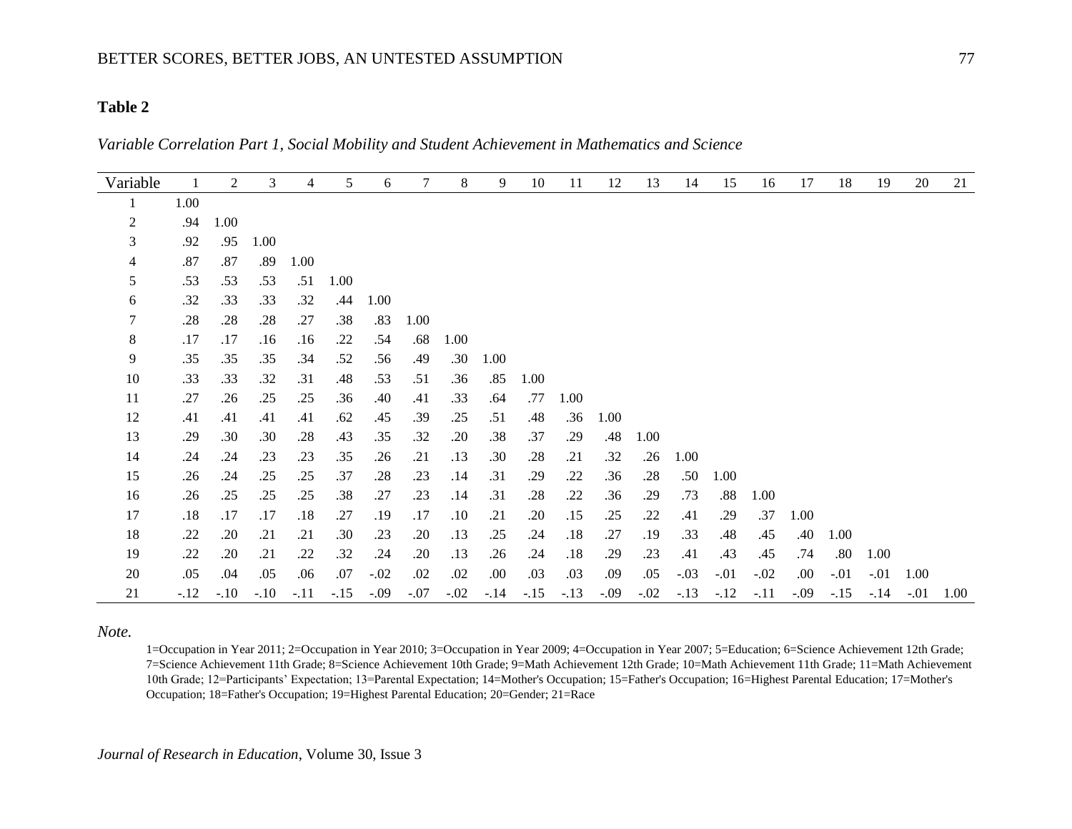**Table 2**

*Variable Correlation Part 1, Social Mobility and Student Achievement in Mathematics and Science*

| Variable | 1 | 2 | 3 | 4 | 5 | 6 | 7 | 8 | 9 | 10 | 11 | 12 | 13 | 14 | 15 | 16 | 17 | 18 | 19 | 20 | 21 |
|---|---|---|---|---|---|---|---|---|---|---|---|---|---|---|---|---|---|---|---|---|---|
| 1 | 1.00 | | | | | | | | | | | | | | | | | | | | |
| 2 | .94 | 1.00 | | | | | | | | | | | | | | | | | | | |
| 3 | .92 | .95 | 1.00 | | | | | | | | | | | | | | | | | | |
| 4 | .87 | .87 | .89 | 1.00 | | | | | | | | | | | | | | | | | |
| 5 | .53 | .53 | .53 | .51 | 1.00 | | | | | | | | | | | | | | | | |
| 6 | .32 | .33 | .33 | .32 | .44 | 1.00 | | | | | | | | | | | | | | | |
| 7 | .28 | .28 | .28 | .27 | .38 | .83 | 1.00 | | | | | | | | | | | | | | |
| 8 | .17 | .17 | .16 | .16 | .22 | .54 | .68 | 1.00 | | | | | | | | | | | | | |
| 9 | .35 | .35 | .35 | .34 | .52 | .56 | .49 | .30 | 1.00 | | | | | | | | | | | | |
| 10 | .33 | .33 | .32 | .31 | .48 | .53 | .51 | .36 | .85 | 1.00 | | | | | | | | | | | |
| 11 | .27 | .26 | .25 | .25 | .36 | .40 | .41 | .33 | .64 | .77 | 1.00 | | | | | | | | | | |
| 12 | .41 | .41 | .41 | .41 | .62 | .45 | .39 | .25 | .51 | .48 | .36 | 1.00 | | | | | | | | | |
| 13 | .29 | .30 | .30 | .28 | .43 | .35 | .32 | .20 | .38 | .37 | .29 | .48 | 1.00 | | | | | | | | |
| 14 | .24 | .24 | .23 | .23 | .35 | .26 | .21 | .13 | .30 | .28 | .21 | .32 | .26 | 1.00 | | | | | | | |
| 15 | .26 | .24 | .25 | .25 | .37 | .28 | .23 | .14 | .31 | .29 | .22 | .36 | .28 | .50 | 1.00 | | | | | | |
| 16 | .26 | .25 | .25 | .25 | .38 | .27 | .23 | .14 | .31 | .28 | .22 | .36 | .29 | .73 | .88 | 1.00 | | | | | |
| 17 | .18 | .17 | .17 | .18 | .27 | .19 | .17 | .10 | .21 | .20 | .15 | .25 | .22 | .41 | .29 | .37 | 1.00 | | | | |
| 18 | .22 | .20 | .21 | .21 | .30 | .23 | .20 | .13 | .25 | .24 | .18 | .27 | .19 | .33 | .48 | .45 | .40 | 1.00 | | | |
| 19 | .22 | .20 | .21 | .22 | .32 | .24 | .20 | .13 | .26 | .24 | .18 | .29 | .23 | .41 | .43 | .45 | .74 | .80 | 1.00 | | |
| 20 | .05 | .04 | .05 | .06 | .07 | -.02 | .02 | .02 | .00 | .03 | .03 | .09 | .05 | -.03 | -.01 | -.02 | .00 | -.01 | -.01 | 1.00 | |
| 21 | -.12 | -.10 | -.10 | -.11 | -.15 | -.09 | -.07 | -.02 | -.14 | -.15 | -.13 | -.09 | -.02 | -.13 | -.12 | -.11 | -.09 | -.15 | -.14 | -.01 | 1.00 |

*Note.*

1=Occupation in Year 2011; 2=Occupation in Year 2010; 3=Occupation in Year 2009; 4=Occupation in Year 2007; 5=Education; 6=Science Achievement 12th Grade; 7=Science Achievement 11th Grade; 8=Science Achievement 10th Grade; 9=Math Achievement 12th Grade; 10=Math Achievement 11th Grade; 11=Math Achievement 10th Grade; 12=Participants' Expectation; 13=Parental Expectation; 14=Mother's Occupation; 15=Father's Occupation; 16=Highest Parental Education; 17=Mother's Occupation; 18=Father's Occupation; 19=Highest Parental Education; 20=Gender; 21=Race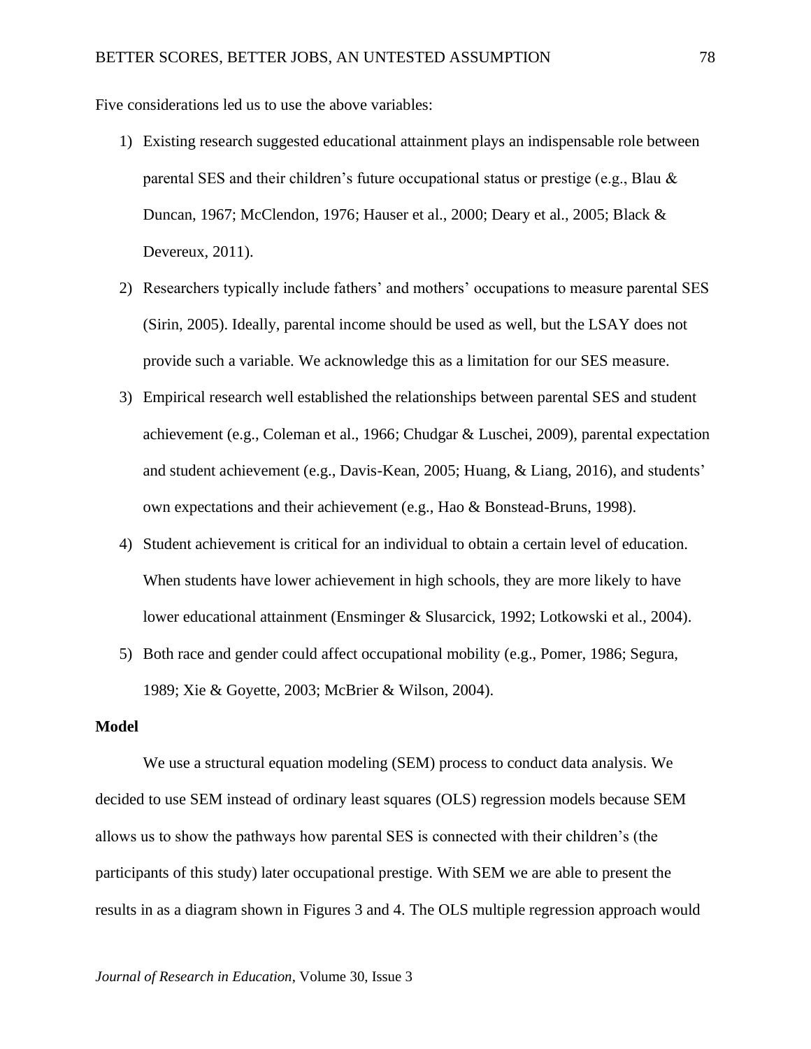Five considerations led us to use the above variables:

1) Existing research suggested educational attainment plays an indispensable role between parental SES and their children's future occupational status or prestige (e.g., Blau & Duncan, 1967; McClendon, 1976; Hauser et al., 2000; Deary et al., 2005; Black & Devereux, 2011).
2) Researchers typically include fathers' and mothers' occupations to measure parental SES (Sirin, 2005). Ideally, parental income should be used as well, but the LSAY does not provide such a variable. We acknowledge this as a limitation for our SES measure.
3) Empirical research well established the relationships between parental SES and student achievement (e.g., Coleman et al., 1966; Chudgar & Luschei, 2009), parental expectation and student achievement (e.g., Davis-Kean, 2005; Huang, & Liang, 2016), and students' own expectations and their achievement (e.g., Hao & Bonstead-Bruns, 1998).
4) Student achievement is critical for an individual to obtain a certain level of education. When students have lower achievement in high schools, they are more likely to have lower educational attainment (Ensminger & Slusarcick, 1992; Lotkowski et al., 2004).
5) Both race and gender could affect occupational mobility (e.g., Pomer, 1986; Segura, 1989; Xie & Goyette, 2003; McBrier & Wilson, 2004).

**Model**

We use a structural equation modeling (SEM) process to conduct data analysis. We decided to use SEM instead of ordinary least squares (OLS) regression models because SEM allows us to show the pathways how parental SES is connected with their children's (the participants of this study) later occupational prestige. With SEM we are able to present the results in as a diagram shown in Figures 3 and 4. The OLS multiple regression approach would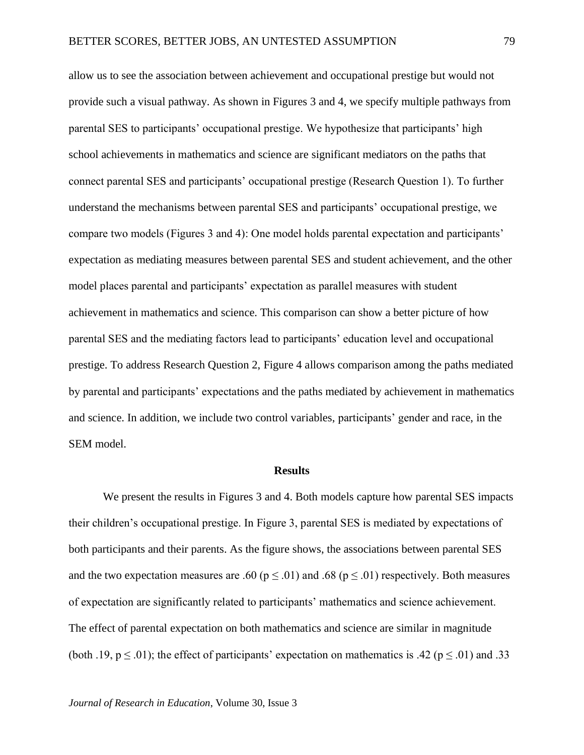allow us to see the association between achievement and occupational prestige but would not provide such a visual pathway. As shown in Figures 3 and 4, we specify multiple pathways from parental SES to participants' occupational prestige. We hypothesize that participants' high school achievements in mathematics and science are significant mediators on the paths that connect parental SES and participants' occupational prestige (Research Question 1). To further understand the mechanisms between parental SES and participants' occupational prestige, we compare two models (Figures 3 and 4): One model holds parental expectation and participants' expectation as mediating measures between parental SES and student achievement, and the other model places parental and participants' expectation as parallel measures with student achievement in mathematics and science. This comparison can show a better picture of how parental SES and the mediating factors lead to participants' education level and occupational prestige. To address Research Question 2, Figure 4 allows comparison among the paths mediated by parental and participants' expectations and the paths mediated by achievement in mathematics and science. In addition, we include two control variables, participants' gender and race, in the SEM model.

## Results

We present the results in Figures 3 and 4. Both models capture how parental SES impacts their children's occupational prestige. In Figure 3, parental SES is mediated by expectations of both participants and their parents. As the figure shows, the associations between parental SES and the two expectation measures are .60 ($p \leq .01$) and .68 ($p \leq .01$) respectively. Both measures of expectation are significantly related to participants' mathematics and science achievement. The effect of parental expectation on both mathematics and science are similar in magnitude (both .19, $p \leq .01$); the effect of participants' expectation on mathematics is .42 ($p \leq .01$) and .33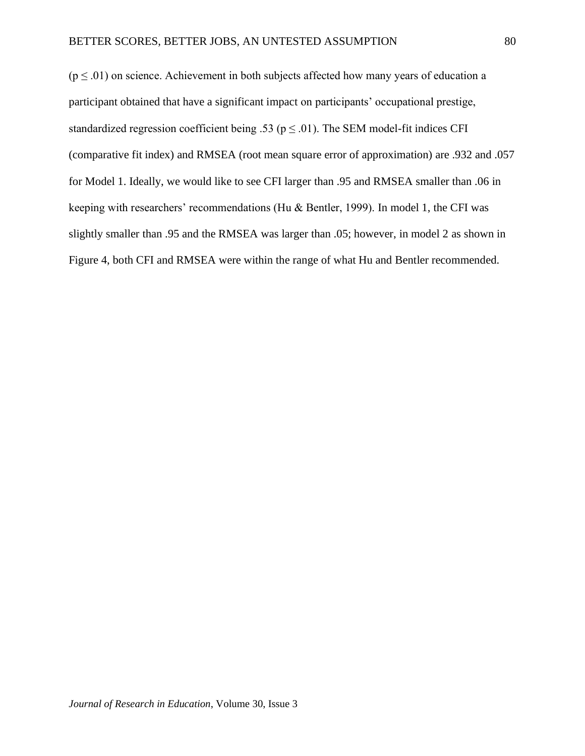($p \leq .01$) on science. Achievement in both subjects affected how many years of education a participant obtained that have a significant impact on participants' occupational prestige, standardized regression coefficient being .53 ($p \leq .01$). The SEM model-fit indices CFI (comparative fit index) and RMSEA (root mean square error of approximation) are .932 and .057 for Model 1. Ideally, we would like to see CFI larger than .95 and RMSEA smaller than .06 in keeping with researchers' recommendations (Hu & Bentler, 1999). In model 1, the CFI was slightly smaller than .95 and the RMSEA was larger than .05; however, in model 2 as shown in Figure 4, both CFI and RMSEA were within the range of what Hu and Bentler recommended.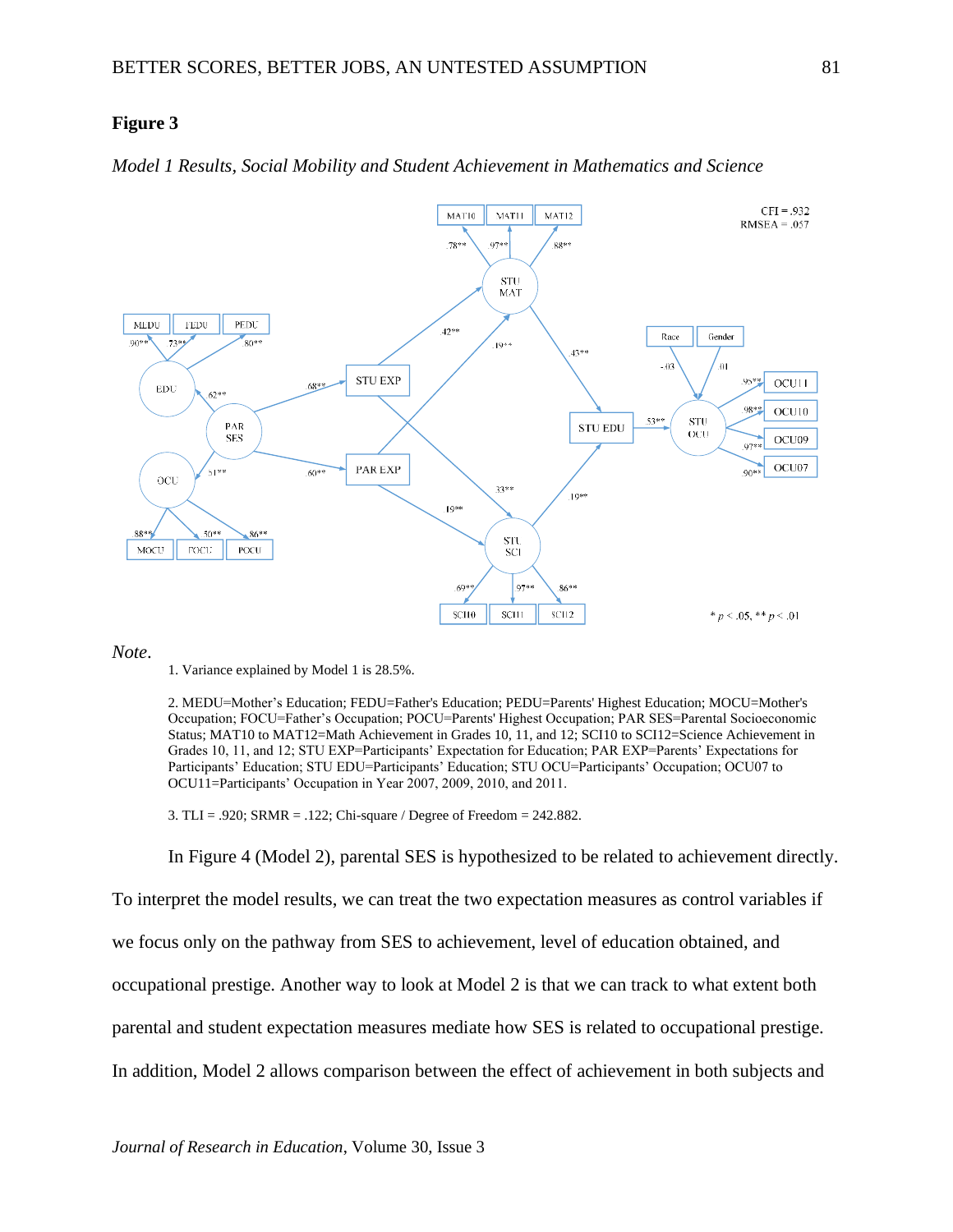**Figure 3**

*Model 1 Results, Social Mobility and Student Achievement in Mathematics and Science*

*Note*.

1. Variance explained by Model 1 is 28.5%.

2. MEDU=Mother's Education; FEDU=Father's Education; PEDU=Parents' Highest Education; MOCU=Mother's Occupation; FOCU=Father's Occupation; POCU=Parents' Highest Occupation; PAR SES=Parental Socioeconomic Status; MAT10 to MAT12=Math Achievement in Grades 10, 11, and 12; SCI10 to SCI12=Science Achievement in Grades 10, 11, and 12; STU EXP=Participants' Expectation for Education; PAR EXP=Parents' Expectations for Participants' Education; STU EDU=Participants' Education; STU OCU=Participants' Occupation; OCU07 to OCU11=Participants' Occupation in Year 2007, 2009, 2010, and 2011.

3. TLI = .920; SRMR = .122; Chi-square / Degree of Freedom = 242.882.

In Figure 4 (Model 2), parental SES is hypothesized to be related to achievement directly. To interpret the model results, we can treat the two expectation measures as control variables if we focus only on the pathway from SES to achievement, level of education obtained, and occupational prestige. Another way to look at Model 2 is that we can track to what extent both parental and student expectation measures mediate how SES is related to occupational prestige. In addition, Model 2 allows comparison between the effect of achievement in both subjects and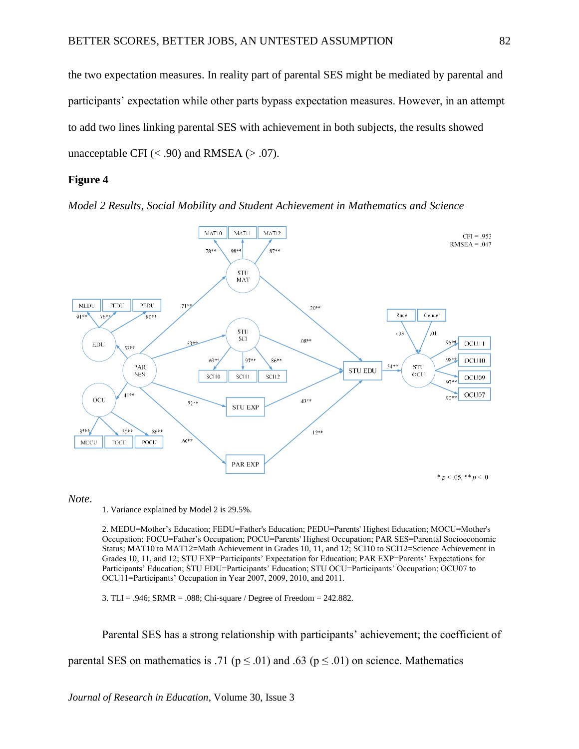the two expectation measures. In reality part of parental SES might be mediated by parental and participants' expectation while other parts bypass expectation measures. However, in an attempt to add two lines linking parental SES with achievement in both subjects, the results showed unacceptable CFI (< .90) and RMSEA (> .07).

**Figure 4**

*Model 2 Results, Social Mobility and Student Achievement in Mathematics and Science*

*Note*.

1. Variance explained by Model 2 is 29.5%.

2. MEDU=Mother's Education; FEDU=Father's Education; PEDU=Parents' Highest Education; MOCU=Mother's Occupation; FOCU=Father's Occupation; POCU=Parents' Highest Occupation; PAR SES=Parental Socioeconomic Status; MAT10 to MAT12=Math Achievement in Grades 10, 11, and 12; SCI10 to SCI12=Science Achievement in Grades 10, 11, and 12; STU EXP=Participants' Expectation for Education; PAR EXP=Parents' Expectations for Participants' Education; STU EDU=Participants' Education; STU OCU=Participants' Occupation; OCU07 to OCU11=Participants' Occupation in Year 2007, 2009, 2010, and 2011.

3. TLI = .946; SRMR = .088; Chi-square / Degree of Freedom = 242.882.

Parental SES has a strong relationship with participants' achievement; the coefficient of parental SES on mathematics is .71 ($p \leq .01$) and .63 ($p \leq .01$) on science. Mathematics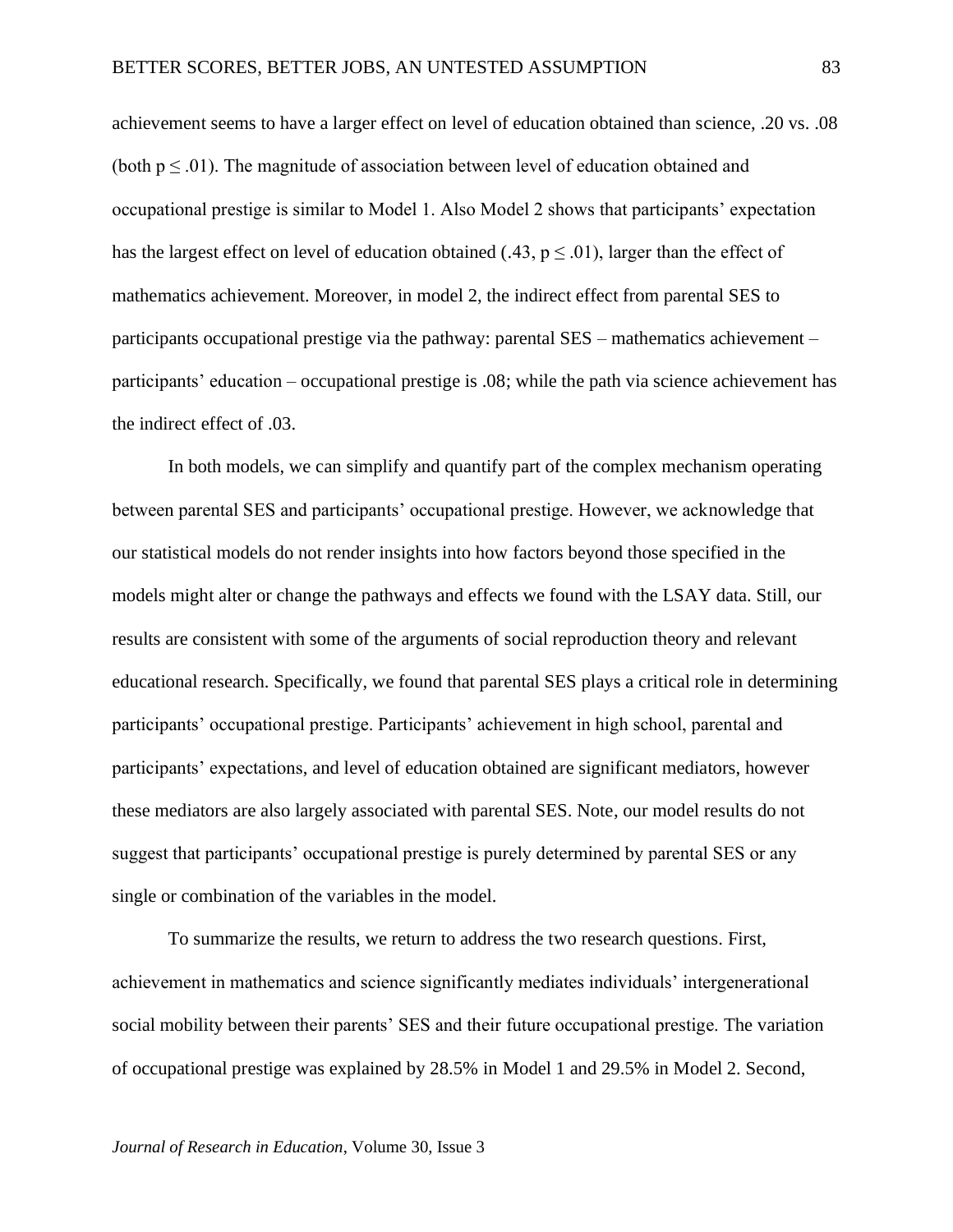achievement seems to have a larger effect on level of education obtained than science, .20 vs. .08 (both $p \leq .01$). The magnitude of association between level of education obtained and occupational prestige is similar to Model 1. Also Model 2 shows that participants' expectation has the largest effect on level of education obtained (.43, $p \leq .01$), larger than the effect of mathematics achievement. Moreover, in model 2, the indirect effect from parental SES to participants occupational prestige via the pathway: parental SES – mathematics achievement – participants' education – occupational prestige is .08; while the path via science achievement has the indirect effect of .03.

In both models, we can simplify and quantify part of the complex mechanism operating between parental SES and participants' occupational prestige. However, we acknowledge that our statistical models do not render insights into how factors beyond those specified in the models might alter or change the pathways and effects we found with the LSAY data. Still, our results are consistent with some of the arguments of social reproduction theory and relevant educational research. Specifically, we found that parental SES plays a critical role in determining participants' occupational prestige. Participants' achievement in high school, parental and participants' expectations, and level of education obtained are significant mediators, however these mediators are also largely associated with parental SES. Note, our model results do not suggest that participants' occupational prestige is purely determined by parental SES or any single or combination of the variables in the model.

To summarize the results, we return to address the two research questions. First, achievement in mathematics and science significantly mediates individuals' intergenerational social mobility between their parents' SES and their future occupational prestige. The variation of occupational prestige was explained by 28.5% in Model 1 and 29.5% in Model 2. Second,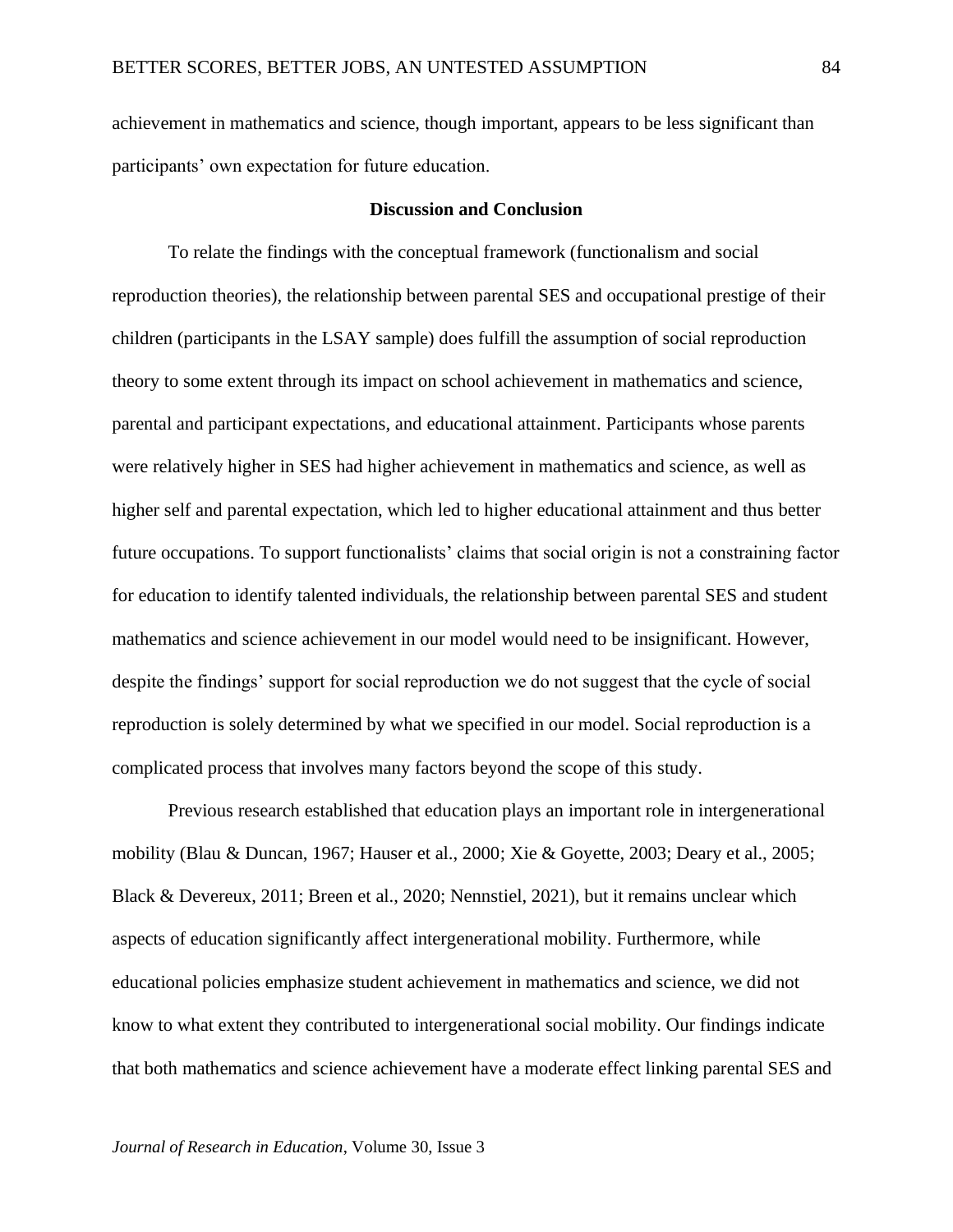achievement in mathematics and science, though important, appears to be less significant than participants' own expectation for future education.

## Discussion and Conclusion

To relate the findings with the conceptual framework (functionalism and social reproduction theories), the relationship between parental SES and occupational prestige of their children (participants in the LSAY sample) does fulfill the assumption of social reproduction theory to some extent through its impact on school achievement in mathematics and science, parental and participant expectations, and educational attainment. Participants whose parents were relatively higher in SES had higher achievement in mathematics and science, as well as higher self and parental expectation, which led to higher educational attainment and thus better future occupations. To support functionalists' claims that social origin is not a constraining factor for education to identify talented individuals, the relationship between parental SES and student mathematics and science achievement in our model would need to be insignificant. However, despite the findings' support for social reproduction we do not suggest that the cycle of social reproduction is solely determined by what we specified in our model. Social reproduction is a complicated process that involves many factors beyond the scope of this study.

Previous research established that education plays an important role in intergenerational mobility (Blau & Duncan, 1967; Hauser et al., 2000; Xie & Goyette, 2003; Deary et al., 2005; Black & Devereux, 2011; Breen et al., 2020; Nennstiel, 2021), but it remains unclear which aspects of education significantly affect intergenerational mobility. Furthermore, while educational policies emphasize student achievement in mathematics and science, we did not know to what extent they contributed to intergenerational social mobility. Our findings indicate that both mathematics and science achievement have a moderate effect linking parental SES and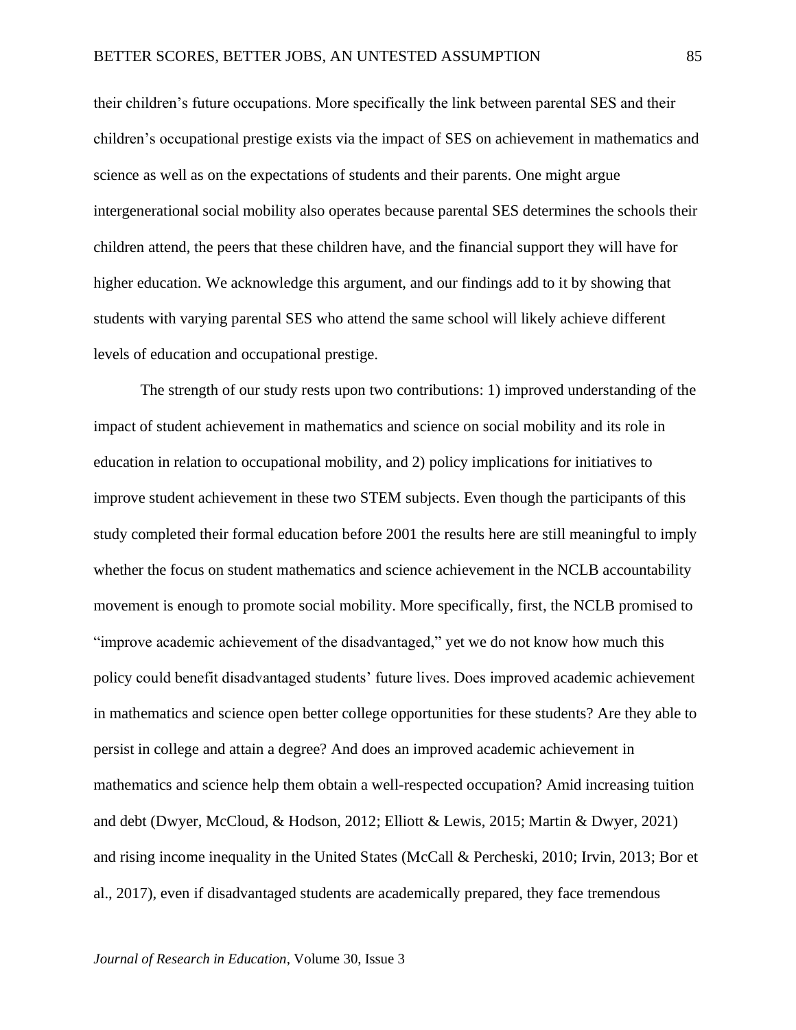their children's future occupations. More specifically the link between parental SES and their children's occupational prestige exists via the impact of SES on achievement in mathematics and science as well as on the expectations of students and their parents. One might argue intergenerational social mobility also operates because parental SES determines the schools their children attend, the peers that these children have, and the financial support they will have for higher education. We acknowledge this argument, and our findings add to it by showing that students with varying parental SES who attend the same school will likely achieve different levels of education and occupational prestige.

The strength of our study rests upon two contributions: 1) improved understanding of the impact of student achievement in mathematics and science on social mobility and its role in education in relation to occupational mobility, and 2) policy implications for initiatives to improve student achievement in these two STEM subjects. Even though the participants of this study completed their formal education before 2001 the results here are still meaningful to imply whether the focus on student mathematics and science achievement in the NCLB accountability movement is enough to promote social mobility. More specifically, first, the NCLB promised to "improve academic achievement of the disadvantaged," yet we do not know how much this policy could benefit disadvantaged students' future lives. Does improved academic achievement in mathematics and science open better college opportunities for these students? Are they able to persist in college and attain a degree? And does an improved academic achievement in mathematics and science help them obtain a well-respected occupation? Amid increasing tuition and debt (Dwyer, McCloud, & Hodson, 2012; Elliott & Lewis, 2015; Martin & Dwyer, 2021) and rising income inequality in the United States (McCall & Percheski, 2010; Irvin, 2013; Bor et al., 2017), even if disadvantaged students are academically prepared, they face tremendous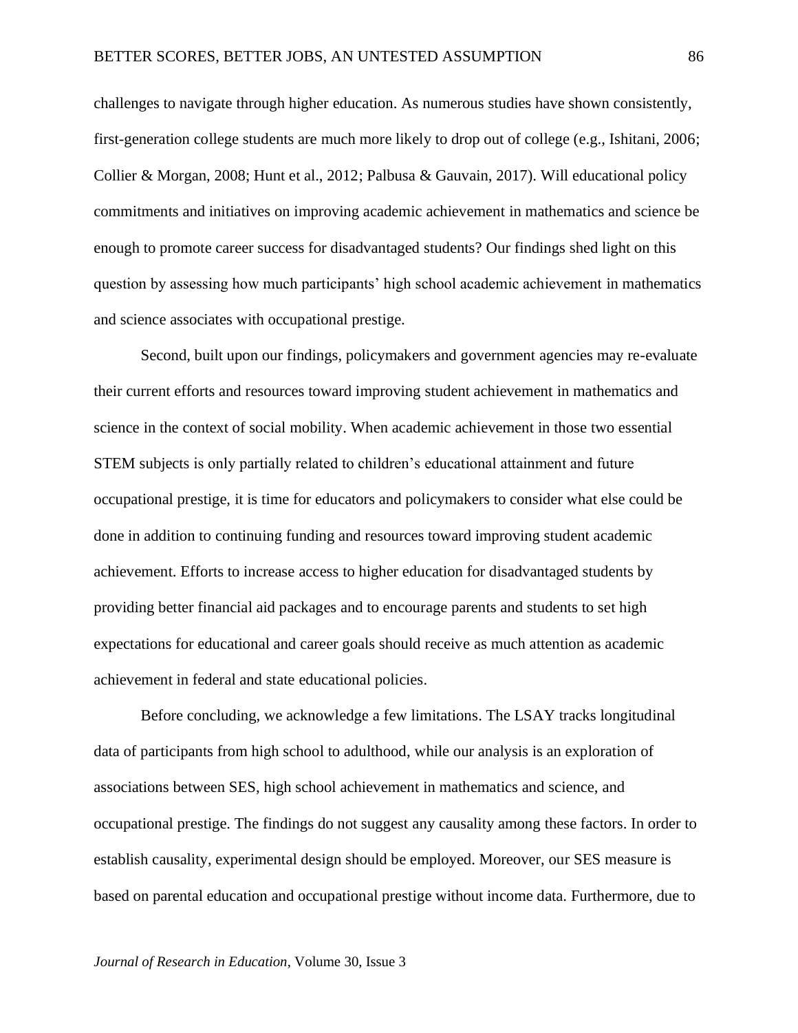challenges to navigate through higher education. As numerous studies have shown consistently, first-generation college students are much more likely to drop out of college (e.g., Ishitani, 2006; Collier & Morgan, 2008; Hunt et al., 2012; Palbusa & Gauvain, 2017). Will educational policy commitments and initiatives on improving academic achievement in mathematics and science be enough to promote career success for disadvantaged students? Our findings shed light on this question by assessing how much participants' high school academic achievement in mathematics and science associates with occupational prestige.

Second, built upon our findings, policymakers and government agencies may re-evaluate their current efforts and resources toward improving student achievement in mathematics and science in the context of social mobility. When academic achievement in those two essential STEM subjects is only partially related to children's educational attainment and future occupational prestige, it is time for educators and policymakers to consider what else could be done in addition to continuing funding and resources toward improving student academic achievement. Efforts to increase access to higher education for disadvantaged students by providing better financial aid packages and to encourage parents and students to set high expectations for educational and career goals should receive as much attention as academic achievement in federal and state educational policies.

Before concluding, we acknowledge a few limitations. The LSAY tracks longitudinal data of participants from high school to adulthood, while our analysis is an exploration of associations between SES, high school achievement in mathematics and science, and occupational prestige. The findings do not suggest any causality among these factors. In order to establish causality, experimental design should be employed. Moreover, our SES measure is based on parental education and occupational prestige without income data. Furthermore, due to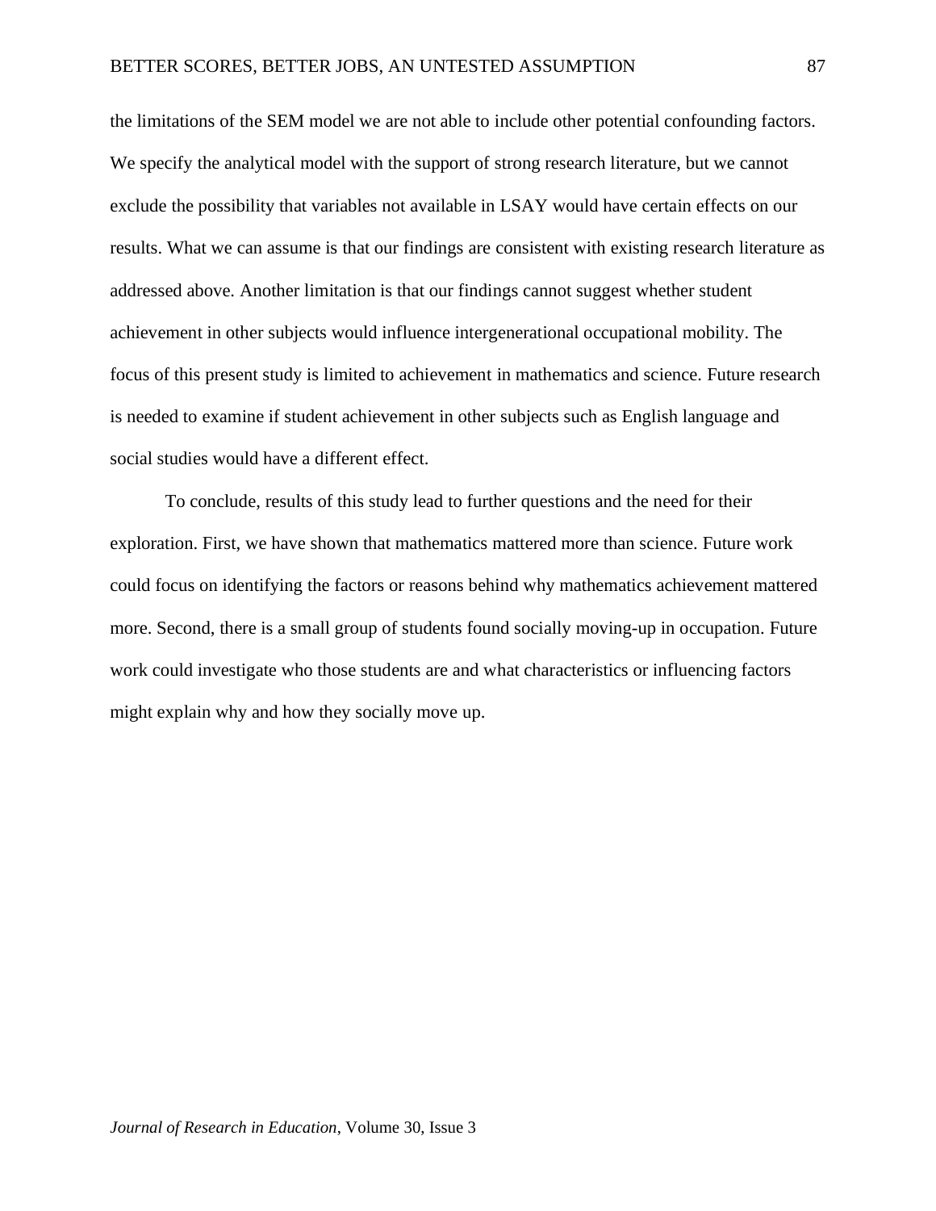the limitations of the SEM model we are not able to include other potential confounding factors. We specify the analytical model with the support of strong research literature, but we cannot exclude the possibility that variables not available in LSAY would have certain effects on our results. What we can assume is that our findings are consistent with existing research literature as addressed above. Another limitation is that our findings cannot suggest whether student achievement in other subjects would influence intergenerational occupational mobility. The focus of this present study is limited to achievement in mathematics and science. Future research is needed to examine if student achievement in other subjects such as English language and social studies would have a different effect.

To conclude, results of this study lead to further questions and the need for their exploration. First, we have shown that mathematics mattered more than science. Future work could focus on identifying the factors or reasons behind why mathematics achievement mattered more. Second, there is a small group of students found socially moving-up in occupation. Future work could investigate who those students are and what characteristics or influencing factors might explain why and how they socially move up.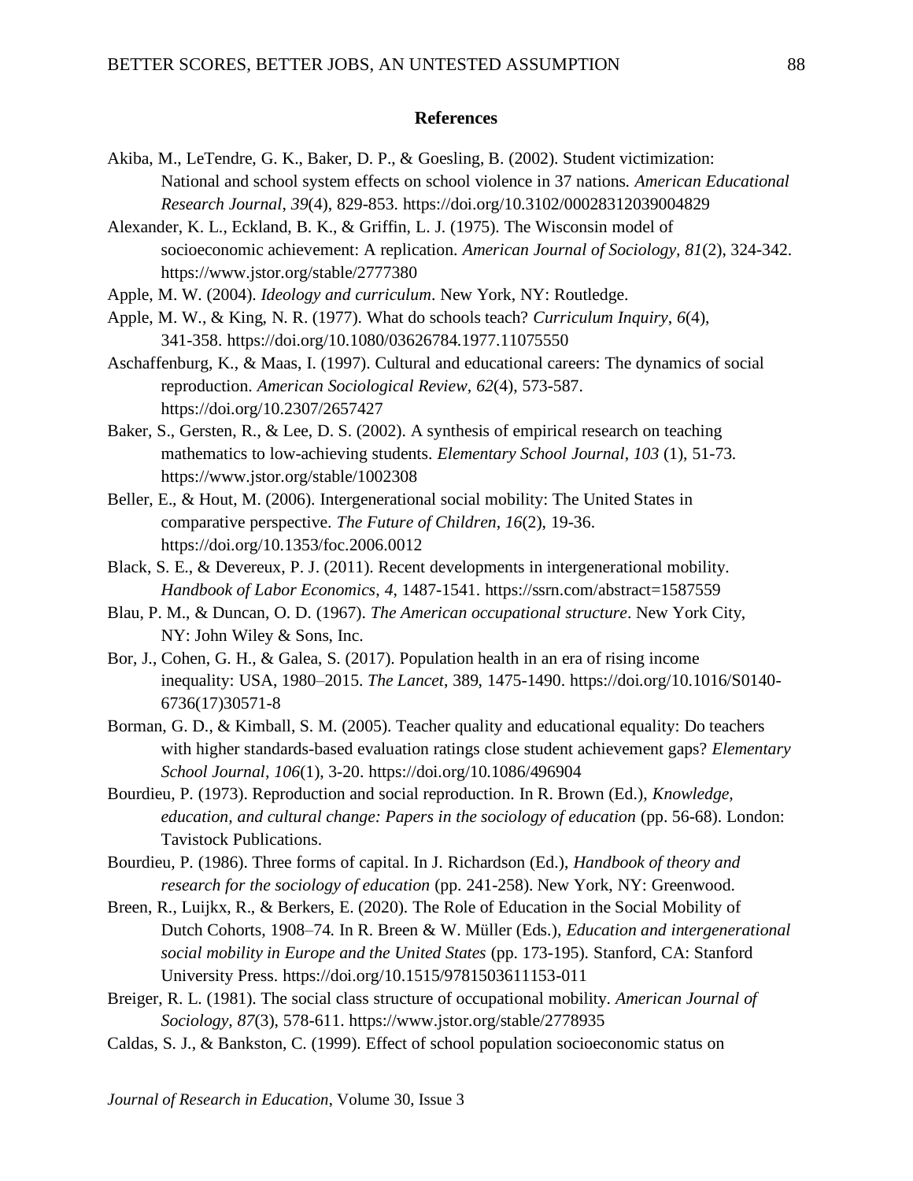## References

Akiba, M., LeTendre, G. K., Baker, D. P., & Goesling, B. (2002). Student victimization: National and school system effects on school violence in 37 nations. *American Educational Research Journal*, *39*(4), 829-853. https://doi.org/10.3102/00028312039004829

Alexander, K. L., Eckland, B. K., & Griffin, L. J. (1975). The Wisconsin model of socioeconomic achievement: A replication. *American Journal of Sociology, 81*(2), 324-342. https://www.jstor.org/stable/2777380

Apple, M. W. (2004). *Ideology and curriculum*. New York, NY: Routledge.

Apple, M. W., & King, N. R. (1977). What do schools teach? *Curriculum Inquiry*, *6*(4), 341-358. https://doi.org/10.1080/03626784.1977.11075550

Aschaffenburg, K., & Maas, I. (1997). Cultural and educational careers: The dynamics of social reproduction. *American Sociological Review*, *62*(4), 573-587. https://doi.org/10.2307/2657427

Baker, S., Gersten, R., & Lee, D. S. (2002). A synthesis of empirical research on teaching mathematics to low-achieving students. *Elementary School Journal*, *103* (1), 51-73. https://www.jstor.org/stable/1002308

Beller, E., & Hout, M. (2006). Intergenerational social mobility: The United States in comparative perspective. *The Future of Children*, *16*(2), 19-36. https://doi.org/10.1353/foc.2006.0012

Black, S. E., & Devereux, P. J. (2011). Recent developments in intergenerational mobility. *Handbook of Labor Economics*, *4*, 1487-1541. https://ssrn.com/abstract=1587559

Blau, P. M., & Duncan, O. D. (1967). *The American occupational structure*. New York City, NY: John Wiley & Sons, Inc.

Bor, J., Cohen, G. H., & Galea, S. (2017). Population health in an era of rising income inequality: USA, 1980–2015. *The Lancet*, 389, 1475-1490. https://doi.org/10.1016/S0140-6736(17)30571-8

Borman, G. D., & Kimball, S. M. (2005). Teacher quality and educational equality: Do teachers with higher standards-based evaluation ratings close student achievement gaps? *Elementary School Journal, 106*(1), 3-20. https://doi.org/10.1086/496904

Bourdieu, P. (1973). Reproduction and social reproduction. In R. Brown (Ed.), *Knowledge, education, and cultural change: Papers in the sociology of education* (pp. 56-68). London: Tavistock Publications.

Bourdieu, P. (1986). Three forms of capital. In J. Richardson (Ed.), *Handbook of theory and research for the sociology of education* (pp. 241-258). New York, NY: Greenwood.

Breen, R., Luijkx, R., & Berkers, E. (2020). The Role of Education in the Social Mobility of Dutch Cohorts, 1908–74. In R. Breen & W. Müller (Eds.), *Education and intergenerational social mobility in Europe and the United States* (pp. 173-195). Stanford, CA: Stanford University Press. https://doi.org/10.1515/9781503611153-011

Breiger, R. L. (1981). The social class structure of occupational mobility. *American Journal of Sociology, 87*(3), 578-611. https://www.jstor.org/stable/2778935

Caldas, S. J., & Bankston, C. (1999). Effect of school population socioeconomic status on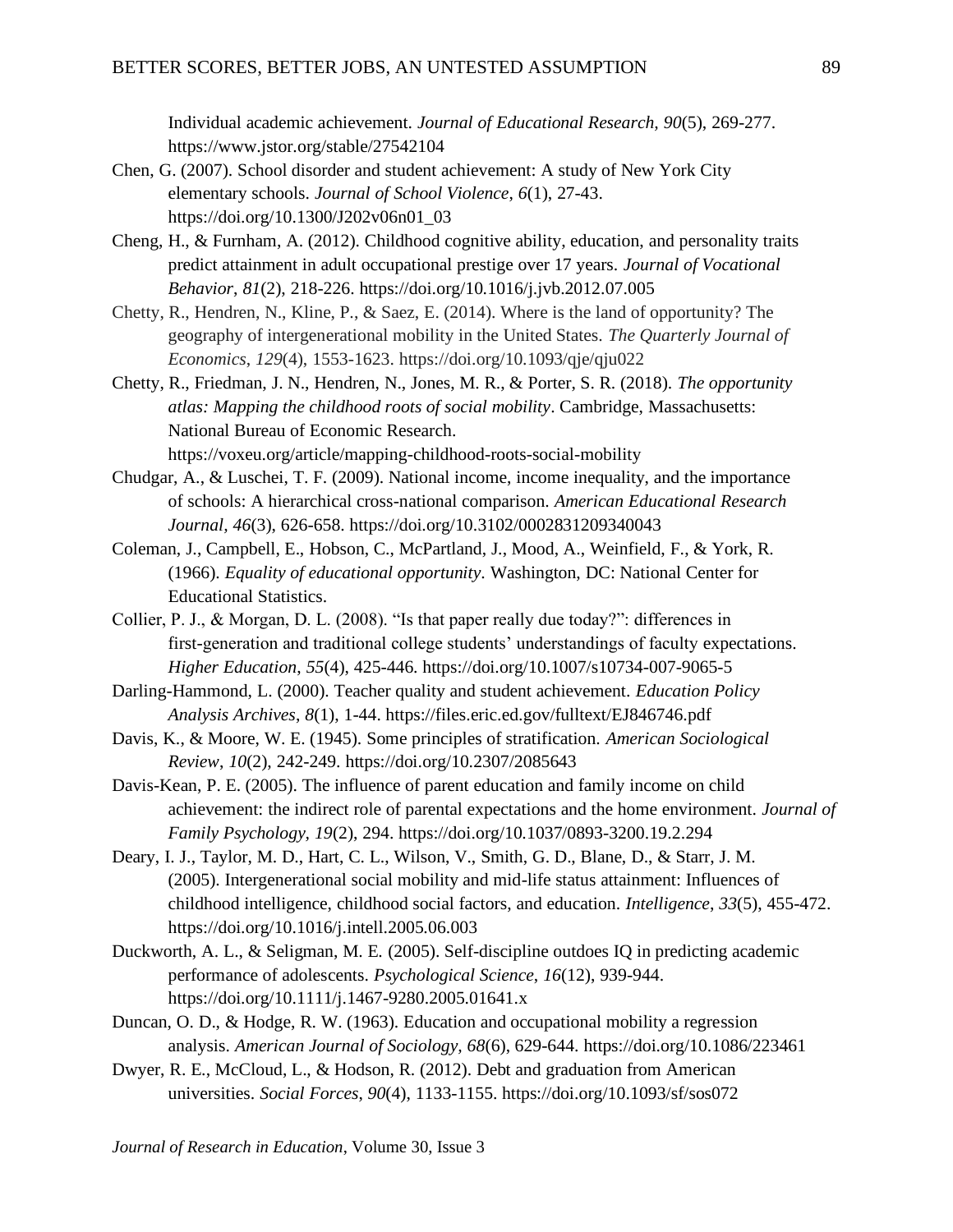Individual academic achievement. *Journal of Educational Research*, *90*(5), 269-277. https://www.jstor.org/stable/27542104

Chen, G. (2007). School disorder and student achievement: A study of New York City elementary schools. *Journal of School Violence*, *6*(1), 27-43. https://doi.org/10.1300/J202v06n01_03

Cheng, H., & Furnham, A. (2012). Childhood cognitive ability, education, and personality traits predict attainment in adult occupational prestige over 17 years. *Journal of Vocational Behavior*, *81*(2), 218-226. https://doi.org/10.1016/j.jvb.2012.07.005

Chetty, R., Hendren, N., Kline, P., & Saez, E. (2014). Where is the land of opportunity? The geography of intergenerational mobility in the United States. *The Quarterly Journal of Economics*, *129*(4), 1553-1623. https://doi.org/10.1093/qje/qju022

Chetty, R., Friedman, J. N., Hendren, N., Jones, M. R., & Porter, S. R. (2018). *The opportunity atlas: Mapping the childhood roots of social mobility*. Cambridge, Massachusetts: National Bureau of Economic Research. https://voxeu.org/article/mapping-childhood-roots-social-mobility

Chudgar, A., & Luschei, T. F. (2009). National income, income inequality, and the importance of schools: A hierarchical cross-national comparison. *American Educational Research Journal, 46*(3), 626-658. https://doi.org/10.3102/0002831209340043

Coleman, J., Campbell, E., Hobson, C., McPartland, J., Mood, A., Weinfield, F., & York, R. (1966). *Equality of educational opportunity*. Washington, DC: National Center for Educational Statistics.

Collier, P. J., & Morgan, D. L. (2008). "Is that paper really due today?": differences in first-generation and traditional college students' understandings of faculty expectations. *Higher Education*, *55*(4), 425-446. https://doi.org/10.1007/s10734-007-9065-5

Darling-Hammond, L. (2000). Teacher quality and student achievement. *Education Policy Analysis Archives*, *8*(1), 1-44. https://files.eric.ed.gov/fulltext/EJ846746.pdf

Davis, K., & Moore, W. E. (1945). Some principles of stratification. *American Sociological Review*, *10*(2), 242-249. https://doi.org/10.2307/2085643

Davis-Kean, P. E. (2005). The influence of parent education and family income on child achievement: the indirect role of parental expectations and the home environment. *Journal of Family Psychology, 19*(2), 294. https://doi.org/10.1037/0893-3200.19.2.294

Deary, I. J., Taylor, M. D., Hart, C. L., Wilson, V., Smith, G. D., Blane, D., & Starr, J. M. (2005). Intergenerational social mobility and mid-life status attainment: Influences of childhood intelligence, childhood social factors, and education. *Intelligence*, *33*(5), 455-472. https://doi.org/10.1016/j.intell.2005.06.003

Duckworth, A. L., & Seligman, M. E. (2005). Self-discipline outdoes IQ in predicting academic performance of adolescents. *Psychological Science*, *16*(12), 939-944. https://doi.org/10.1111/j.1467-9280.2005.01641.x

Duncan, O. D., & Hodge, R. W. (1963). Education and occupational mobility a regression analysis. *American Journal of Sociology, 68*(6), 629-644. https://doi.org/10.1086/223461

Dwyer, R. E., McCloud, L., & Hodson, R. (2012). Debt and graduation from American universities. *Social Forces*, *90*(4), 1133-1155. https://doi.org/10.1093/sf/sos072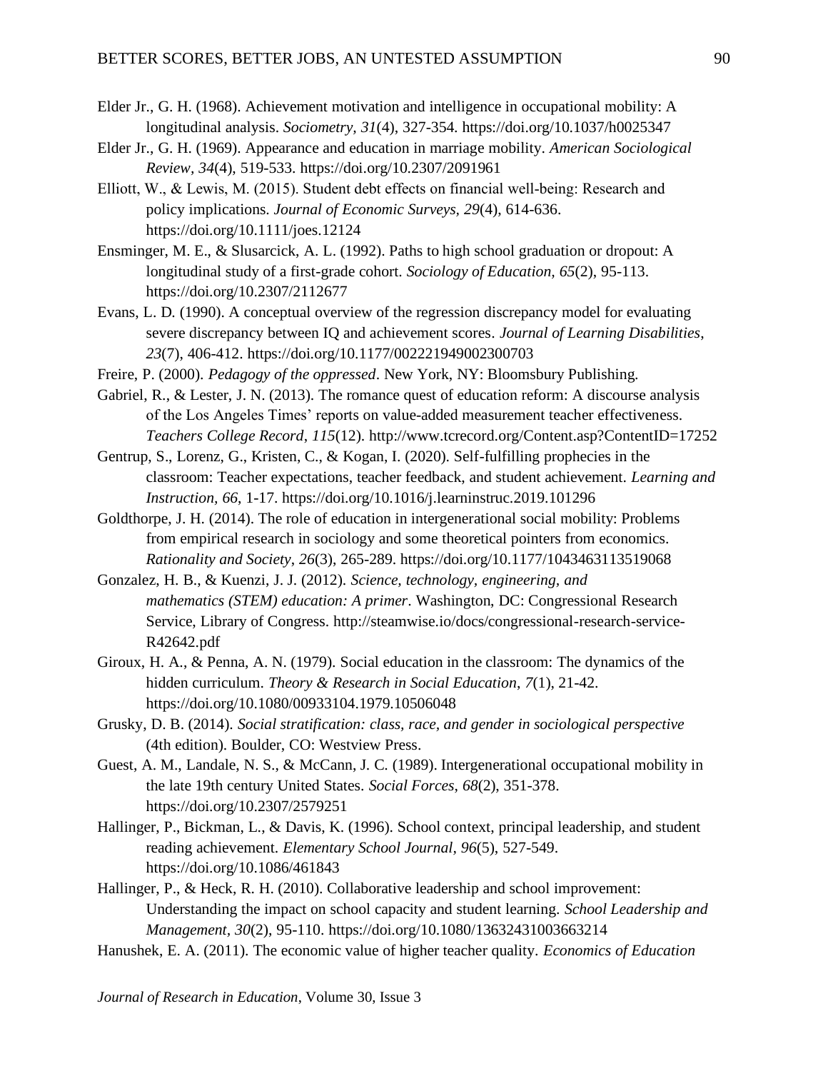Elder Jr., G. H. (1968). Achievement motivation and intelligence in occupational mobility: A longitudinal analysis. *Sociometry, 31*(4), 327-354. https://doi.org/10.1037/h0025347

Elder Jr., G. H. (1969). Appearance and education in marriage mobility. *American Sociological Review, 34*(4), 519-533. https://doi.org/10.2307/2091961

Elliott, W., & Lewis, M. (2015). Student debt effects on financial well-being: Research and policy implications. *Journal of Economic Surveys, 29*(4), 614-636. https://doi.org/10.1111/joes.12124

Ensminger, M. E., & Slusarcick, A. L. (1992). Paths to high school graduation or dropout: A longitudinal study of a first-grade cohort. *Sociology of Education*, *65*(2), 95-113. https://doi.org/10.2307/2112677

Evans, L. D. (1990). A conceptual overview of the regression discrepancy model for evaluating severe discrepancy between IQ and achievement scores. *Journal of Learning Disabilities*, *23*(7), 406-412. https://doi.org/10.1177/002221949002300703

Freire, P. (2000). *Pedagogy of the oppressed*. New York, NY: Bloomsbury Publishing.

Gabriel, R., & Lester, J. N. (2013). The romance quest of education reform: A discourse analysis of the Los Angeles Times' reports on value-added measurement teacher effectiveness. *Teachers College Record*, *115*(12). http://www.tcrecord.org/Content.asp?ContentID=17252

Gentrup, S., Lorenz, G., Kristen, C., & Kogan, I. (2020). Self-fulfilling prophecies in the classroom: Teacher expectations, teacher feedback, and student achievement. *Learning and Instruction*, *66*, 1-17. https://doi.org/10.1016/j.learninstruc.2019.101296

Goldthorpe, J. H. (2014). The role of education in intergenerational social mobility: Problems from empirical research in sociology and some theoretical pointers from economics. *Rationality and Society*, *26*(3), 265-289. https://doi.org/10.1177/1043463113519068

Gonzalez, H. B., & Kuenzi, J. J. (2012). *Science, technology, engineering, and mathematics (STEM) education: A primer*. Washington, DC: Congressional Research Service, Library of Congress. http://steamwise.io/docs/congressional-research-service-R42642.pdf

Giroux, H. A., & Penna, A. N. (1979). Social education in the classroom: The dynamics of the hidden curriculum. *Theory & Research in Social Education*, *7*(1), 21-42. https://doi.org/10.1080/00933104.1979.10506048

Grusky, D. B. (2014). *Social stratification: class, race, and gender in sociological perspective* (4th edition). Boulder, CO: Westview Press.

Guest, A. M., Landale, N. S., & McCann, J. C. (1989). Intergenerational occupational mobility in the late 19th century United States. *Social Forces*, *68*(2), 351-378. https://doi.org/10.2307/2579251

Hallinger, P., Bickman, L., & Davis, K. (1996). School context, principal leadership, and student reading achievement. *Elementary School Journal*, *96*(5), 527-549. https://doi.org/10.1086/461843

Hallinger, P., & Heck, R. H. (2010). Collaborative leadership and school improvement: Understanding the impact on school capacity and student learning. *School Leadership and Management*, *30*(2), 95-110. https://doi.org/10.1080/13632431003663214

Hanushek, E. A. (2011). The economic value of higher teacher quality. *Economics of Education*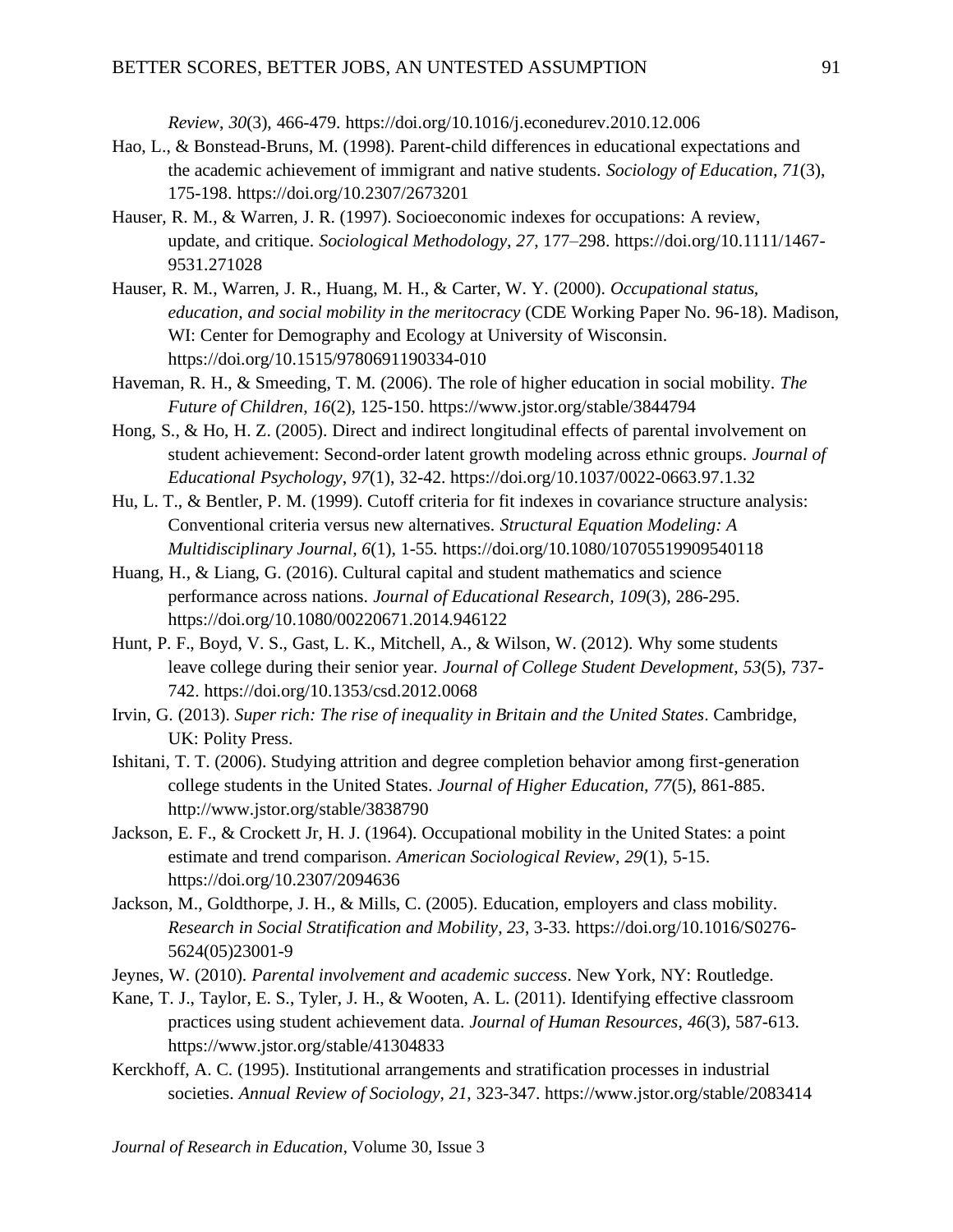*Review*, *30*(3), 466-479. https://doi.org/10.1016/j.econedurev.2010.12.006

Hao, L., & Bonstead-Bruns, M. (1998). Parent-child differences in educational expectations and the academic achievement of immigrant and native students. *Sociology of Education, 71*(3), 175-198. https://doi.org/10.2307/2673201

Hauser, R. M., & Warren, J. R. (1997). Socioeconomic indexes for occupations: A review, update, and critique. *Sociological Methodology, 27*, 177–298. https://doi.org/10.1111/1467-9531.271028

Hauser, R. M., Warren, J. R., Huang, M. H., & Carter, W. Y. (2000). *Occupational status, education, and social mobility in the meritocracy* (CDE Working Paper No. 96-18). Madison, WI: Center for Demography and Ecology at University of Wisconsin. https://doi.org/10.1515/9780691190334-010

Haveman, R. H., & Smeeding, T. M. (2006). The role of higher education in social mobility. *The Future of Children*, *16*(2), 125-150. https://www.jstor.org/stable/3844794

Hong, S., & Ho, H. Z. (2005). Direct and indirect longitudinal effects of parental involvement on student achievement: Second-order latent growth modeling across ethnic groups. *Journal of Educational Psychology*, *97*(1), 32-42. https://doi.org/10.1037/0022-0663.97.1.32

Hu, L. T., & Bentler, P. M. (1999). Cutoff criteria for fit indexes in covariance structure analysis: Conventional criteria versus new alternatives. *Structural Equation Modeling: A Multidisciplinary Journal*, *6*(1), 1-55. https://doi.org/10.1080/10705519909540118

Huang, H., & Liang, G. (2016). Cultural capital and student mathematics and science performance across nations. *Journal of Educational Research, 109*(3), 286-295. https://doi.org/10.1080/00220671.2014.946122

Hunt, P. F., Boyd, V. S., Gast, L. K., Mitchell, A., & Wilson, W. (2012). Why some students leave college during their senior year. *Journal of College Student Development*, *53*(5), 737-742. https://doi.org/10.1353/csd.2012.0068

Irvin, G. (2013). *Super rich: The rise of inequality in Britain and the United States*. Cambridge, UK: Polity Press.

Ishitani, T. T. (2006). Studying attrition and degree completion behavior among first-generation college students in the United States. *Journal of Higher Education, 77*(5), 861-885. http://www.jstor.org/stable/3838790

Jackson, E. F., & Crockett Jr, H. J. (1964). Occupational mobility in the United States: a point estimate and trend comparison. *American Sociological Review, 29*(1), 5-15. https://doi.org/10.2307/2094636

Jackson, M., Goldthorpe, J. H., & Mills, C. (2005). Education, employers and class mobility. *Research in Social Stratification and Mobility*, *23*, 3-33. https://doi.org/10.1016/S0276-5624(05)23001-9

Jeynes, W. (2010). *Parental involvement and academic success*. New York, NY: Routledge.

Kane, T. J., Taylor, E. S., Tyler, J. H., & Wooten, A. L. (2011). Identifying effective classroom practices using student achievement data. *Journal of Human Resources*, *46*(3), 587-613. https://www.jstor.org/stable/41304833

Kerckhoff, A. C. (1995). Institutional arrangements and stratification processes in industrial societies. *Annual Review of Sociology, 21*, 323-347. https://www.jstor.org/stable/2083414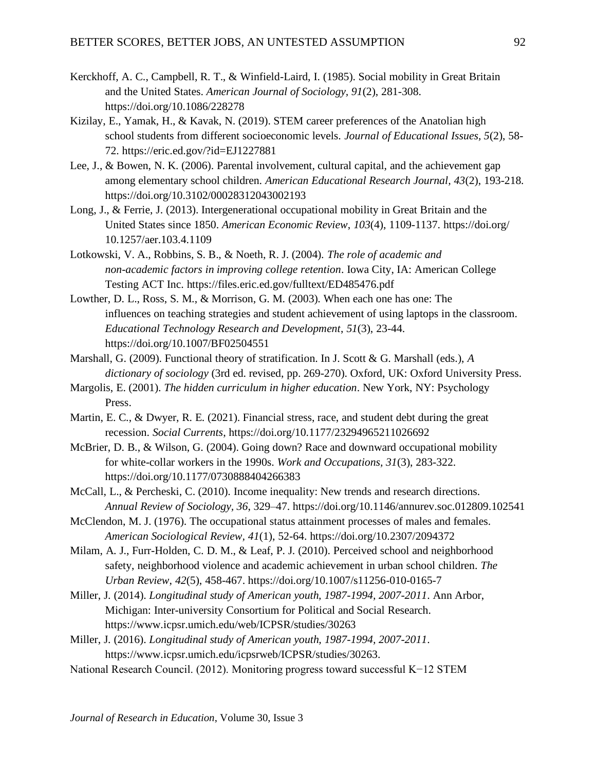Kerckhoff, A. C., Campbell, R. T., & Winfield-Laird, I. (1985). Social mobility in Great Britain and the United States. *American Journal of Sociology, 91*(2), 281-308. https://doi.org/10.1086/228278

Kizilay, E., Yamak, H., & Kavak, N. (2019). STEM career preferences of the Anatolian high school students from different socioeconomic levels. *Journal of Educational Issues, 5*(2), 58-72. https://eric.ed.gov/?id=EJ1227881

Lee, J., & Bowen, N. K. (2006). Parental involvement, cultural capital, and the achievement gap among elementary school children. *American Educational Research Journal, 43*(2), 193-218. https://doi.org/10.3102/00028312043002193

Long, J., & Ferrie, J. (2013). Intergenerational occupational mobility in Great Britain and the United States since 1850. *American Economic Review*, *103*(4), 1109-1137. https://doi.org/10.1257/aer.103.4.1109

Lotkowski, V. A., Robbins, S. B., & Noeth, R. J. (2004). *The role of academic and non-academic factors in improving college retention*. Iowa City, IA: American College Testing ACT Inc. https://files.eric.ed.gov/fulltext/ED485476.pdf

Lowther, D. L., Ross, S. M., & Morrison, G. M. (2003). When each one has one: The influences on teaching strategies and student achievement of using laptops in the classroom. *Educational Technology Research and Development*, *51*(3), 23-44. https://doi.org/10.1007/BF02504551

Marshall, G. (2009). Functional theory of stratification. In J. Scott & G. Marshall (eds.), *A dictionary of sociology* (3rd ed. revised, pp. 269-270). Oxford, UK: Oxford University Press.

Margolis, E. (2001). *The hidden curriculum in higher education*. New York, NY: Psychology Press.

Martin, E. C., & Dwyer, R. E. (2021). Financial stress, race, and student debt during the great recession. *Social Currents*, https://doi.org/10.1177/23294965211026692

McBrier, D. B., & Wilson, G. (2004). Going down? Race and downward occupational mobility for white-collar workers in the 1990s. *Work and Occupations, 31*(3), 283-322. https://doi.org/10.1177/0730888404266383

McCall, L., & Percheski, C. (2010). Income inequality: New trends and research directions. *Annual Review of Sociology, 36*, 329–47. https://doi.org/10.1146/annurev.soc.012809.102541

McClendon, M. J. (1976). The occupational status attainment processes of males and females. *American Sociological Review*, *41*(1), 52-64. https://doi.org/10.2307/2094372

Milam, A. J., Furr-Holden, C. D. M., & Leaf, P. J. (2010). Perceived school and neighborhood safety, neighborhood violence and academic achievement in urban school children. *The Urban Review*, *42*(5), 458-467. https://doi.org/10.1007/s11256-010-0165-7

Miller, J. (2014). *Longitudinal study of American youth, 1987-1994, 2007-2011*. Ann Arbor, Michigan: Inter-university Consortium for Political and Social Research. https://www.icpsr.umich.edu/web/ICPSR/studies/30263

Miller, J. (2016). *Longitudinal study of American youth, 1987-1994, 2007-2011*. https://www.icpsr.umich.edu/icpsrweb/ICPSR/studies/30263.

National Research Council. (2012). Monitoring progress toward successful K−12 STEM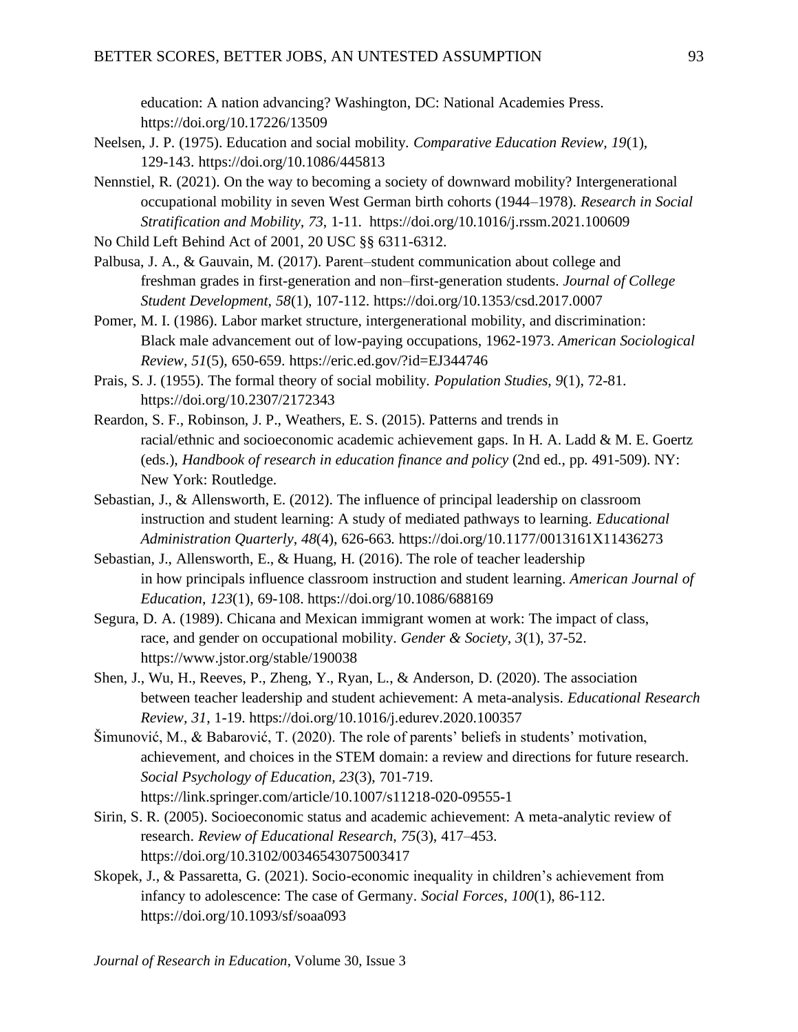education: A nation advancing? Washington, DC: National Academies Press. https://doi.org/10.17226/13509

Neelsen, J. P. (1975). Education and social mobility. *Comparative Education Review, 19*(1), 129-143. https://doi.org/10.1086/445813

Nennstiel, R. (2021). On the way to becoming a society of downward mobility? Intergenerational occupational mobility in seven West German birth cohorts (1944–1978). *Research in Social Stratification and Mobility, 73*, 1-11. https://doi.org/10.1016/j.rssm.2021.100609

No Child Left Behind Act of 2001, 20 USC §§ 6311-6312.

Palbusa, J. A., & Gauvain, M. (2017). Parent–student communication about college and freshman grades in first-generation and non–first-generation students. *Journal of College Student Development, 58*(1), 107-112. https://doi.org/10.1353/csd.2017.0007

Pomer, M. I. (1986). Labor market structure, intergenerational mobility, and discrimination: Black male advancement out of low-paying occupations, 1962-1973. *American Sociological Review, 51*(5), 650-659. https://eric.ed.gov/?id=EJ344746

Prais, S. J. (1955). The formal theory of social mobility. *Population Studies, 9*(1), 72-81. https://doi.org/10.2307/2172343

Reardon, S. F., Robinson, J. P., Weathers, E. S. (2015). Patterns and trends in racial/ethnic and socioeconomic academic achievement gaps. In H. A. Ladd & M. E. Goertz (eds.), *Handbook of research in education finance and policy* (2nd ed., pp. 491-509). NY: New York: Routledge.

Sebastian, J., & Allensworth, E. (2012). The influence of principal leadership on classroom instruction and student learning: A study of mediated pathways to learning. *Educational Administration Quarterly*, *48*(4), 626-663. https://doi.org/10.1177/0013161X11436273

Sebastian, J., Allensworth, E., & Huang, H. (2016). The role of teacher leadership in how principals influence classroom instruction and student learning. *American Journal of Education*, *123*(1), 69-108. https://doi.org/10.1086/688169

Segura, D. A. (1989). Chicana and Mexican immigrant women at work: The impact of class, race, and gender on occupational mobility. *Gender & Society, 3*(1), 37-52. https://www.jstor.org/stable/190038

Shen, J., Wu, H., Reeves, P., Zheng, Y., Ryan, L., & Anderson, D. (2020). The association between teacher leadership and student achievement: A meta-analysis. *Educational Research Review, 31*, 1-19. https://doi.org/10.1016/j.edurev.2020.100357

Šimunović, M., & Babarović, T. (2020). The role of parents' beliefs in students' motivation, achievement, and choices in the STEM domain: a review and directions for future research. *Social Psychology of Education, 23*(3), 701-719. https://link.springer.com/article/10.1007/s11218-020-09555-1

Sirin, S. R. (2005). Socioeconomic status and academic achievement: A meta-analytic review of research. *Review of Educational Research, 75*(3), 417–453. https://doi.org/10.3102/00346543075003417

Skopek, J., & Passaretta, G. (2021). Socio-economic inequality in children's achievement from infancy to adolescence: The case of Germany. *Social Forces*, *100*(1), 86-112. https://doi.org/10.1093/sf/soaa093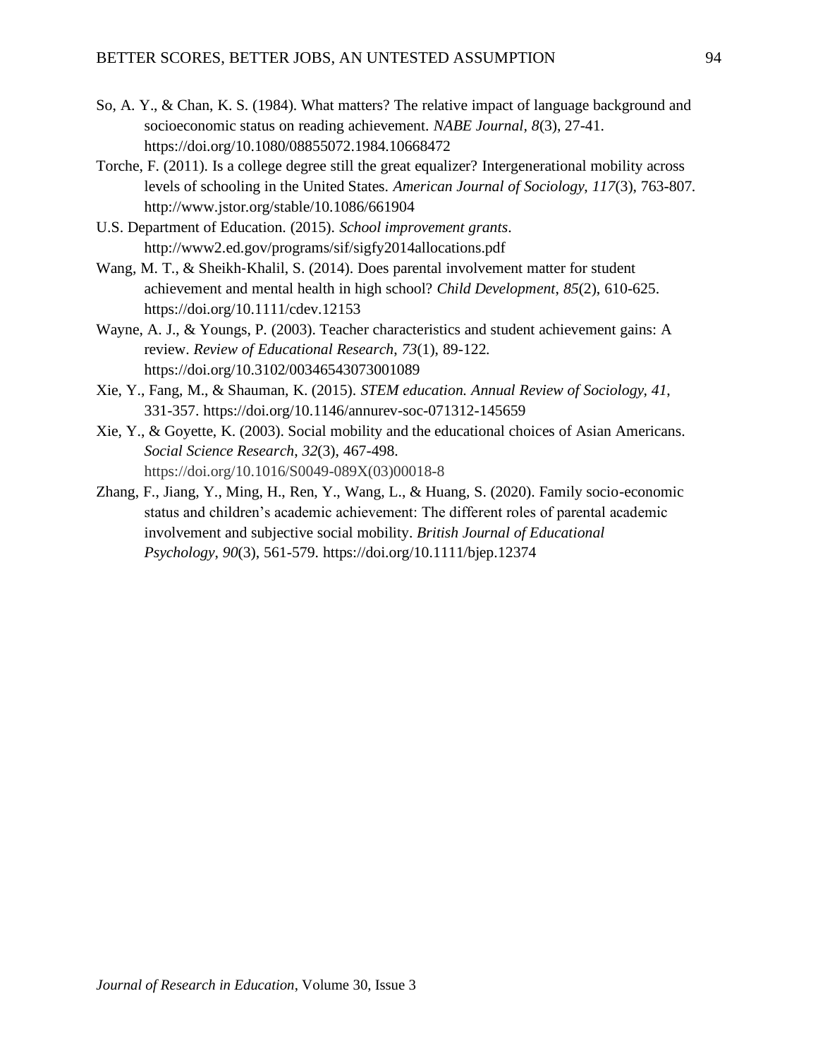So, A. Y., & Chan, K. S. (1984). What matters? The relative impact of language background and socioeconomic status on reading achievement. *NABE Journal*, *8*(3), 27-41. https://doi.org/10.1080/08855072.1984.10668472

Torche, F. (2011). Is a college degree still the great equalizer? Intergenerational mobility across levels of schooling in the United States. *American Journal of Sociology*, *117*(3), 763-807. http://www.jstor.org/stable/10.1086/661904

U.S. Department of Education. (2015). *School improvement grants*. http://www2.ed.gov/programs/sif/sigfy2014allocations.pdf

Wang, M. T., & Sheikh-Khalil, S. (2014). Does parental involvement matter for student achievement and mental health in high school? *Child Development*, *85*(2), 610-625. https://doi.org/10.1111/cdev.12153

Wayne, A. J., & Youngs, P. (2003). Teacher characteristics and student achievement gains: A review. *Review of Educational Research*, *73*(1), 89-122. https://doi.org/10.3102/00346543073001089

Xie, Y., Fang, M., & Shauman, K. (2015). *STEM education. Annual Review of Sociology, 41*, 331-357. https://doi.org/10.1146/annurev-soc-071312-145659

Xie, Y., & Goyette, K. (2003). Social mobility and the educational choices of Asian Americans. *Social Science Research*, *32*(3), 467-498. https://doi.org/10.1016/S0049-089X(03)00018-8

Zhang, F., Jiang, Y., Ming, H., Ren, Y., Wang, L., & Huang, S. (2020). Family socio-economic status and children's academic achievement: The different roles of parental academic involvement and subjective social mobility. *British Journal of Educational Psychology*, *90*(3), 561-579. https://doi.org/10.1111/bjep.12374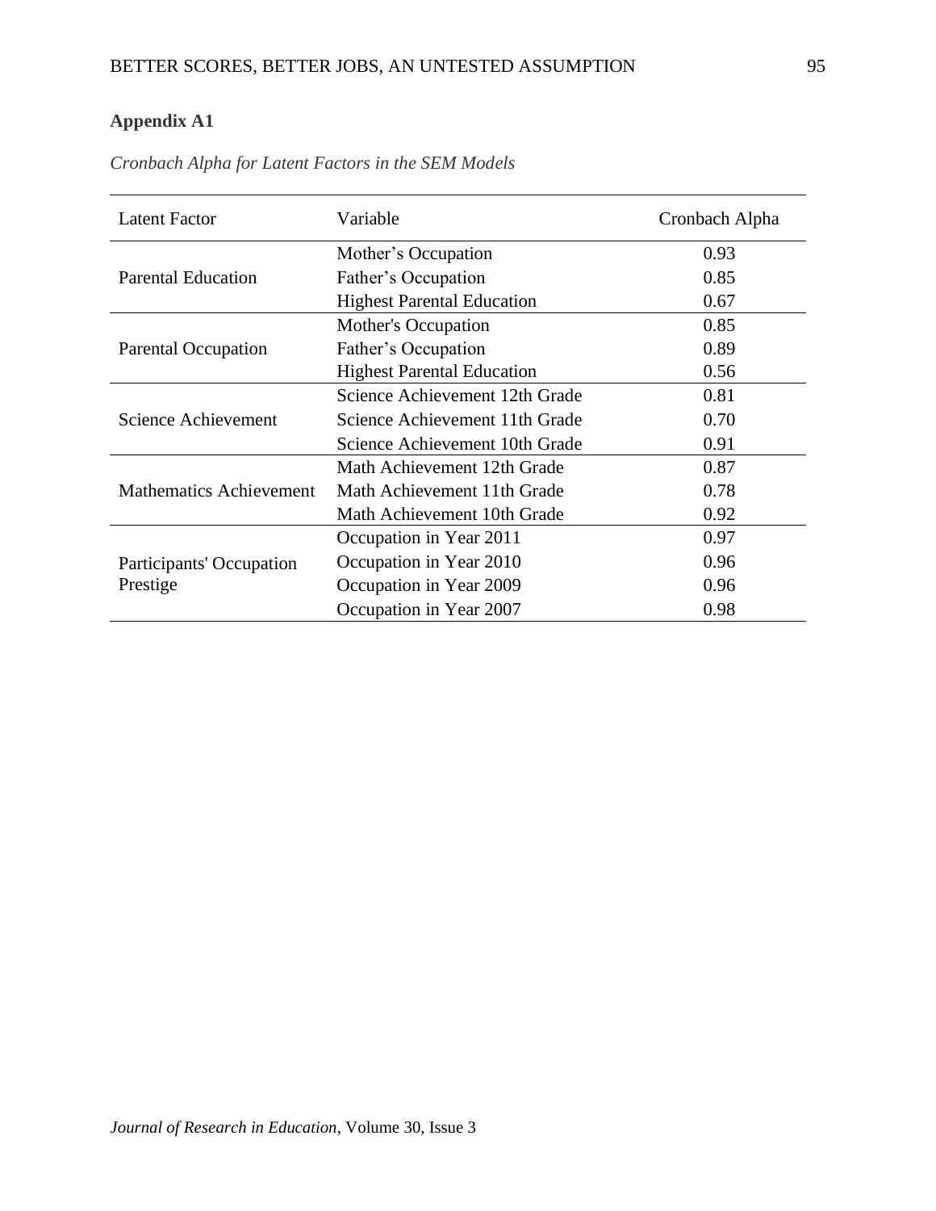**Appendix A1**

*Cronbach Alpha for Latent Factors in the SEM Models*

| Latent Factor | Variable | Cronbach Alpha |
|---|---|---|
| Parental Education | Mother’s Occupation | 0.93 |
| | Father’s Occupation | 0.85 |
| | Highest Parental Education | 0.67 |
| Parental Occupation | Mother's Occupation | 0.85 |
| | Father’s Occupation | 0.89 |
| | Highest Parental Education | 0.56 |
| Science Achievement | Science Achievement 12th Grade | 0.81 |
| | Science Achievement 11th Grade | 0.70 |
| | Science Achievement 10th Grade | 0.91 |
| Mathematics Achievement | Math Achievement 12th Grade | 0.87 |
| | Math Achievement 11th Grade | 0.78 |
| | Math Achievement 10th Grade | 0.92 |
| Participants' Occupation Prestige | Occupation in Year 2011 | 0.97 |
| | Occupation in Year 2010 | 0.96 |
| | Occupation in Year 2009 | 0.96 |
| | Occupation in Year 2007 | 0.98 |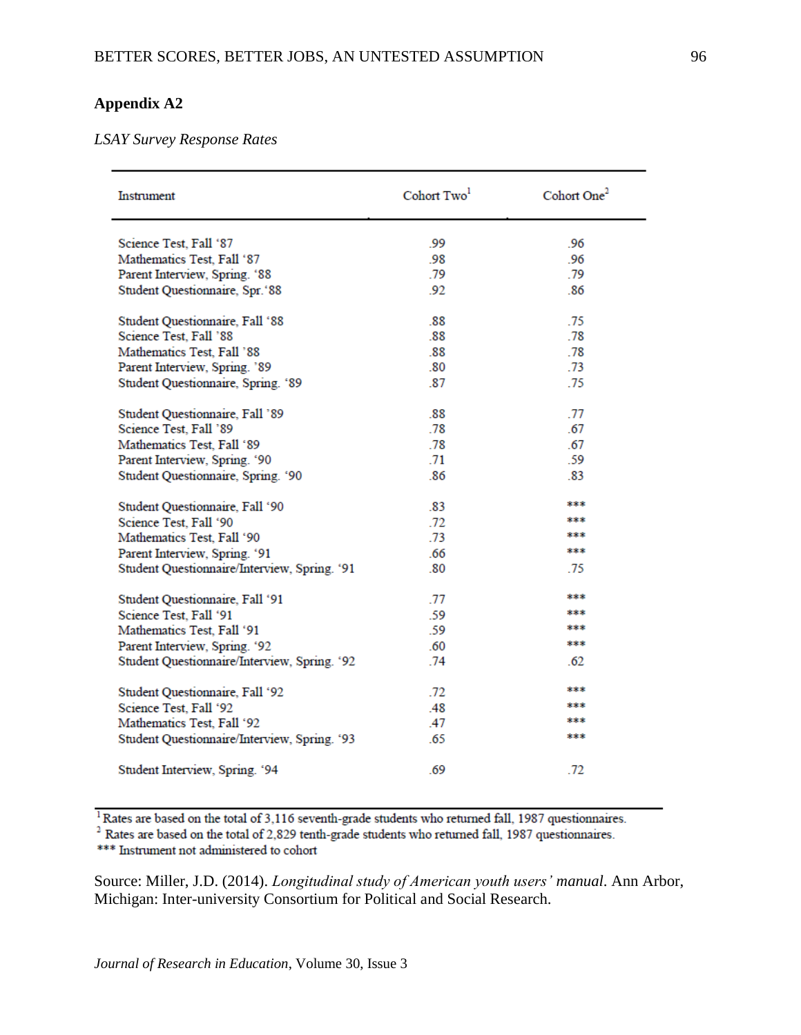## Appendix A2

*LSAY Survey Response Rates*

| Instrument | Cohort Two[1] | Cohort One[2] |
|---|---|---|
| Science Test, Fall '87 | .99 | .96 |
| Mathematics Test, Fall '87 | .98 | .96 |
| Parent Interview, Spring. '88 | .79 | .79 |
| Student Questionnaire, Spr.'88 | .92 | .86 |
| Student Questionnaire, Fall '88 | .88 | .75 |
| Science Test, Fall '88 | .88 | .78 |
| Mathematics Test, Fall '88 | .88 | .78 |
| Parent Interview, Spring. '89 | .80 | .73 |
| Student Questionnaire, Spring. '89 | .87 | .75 |
| Student Questionnaire, Fall '89 | .88 | .77 |
| Science Test, Fall '89 | .78 | .67 |
| Mathematics Test, Fall '89 | .78 | .67 |
| Parent Interview, Spring. '90 | .71 | .59 |
| Student Questionnaire, Spring. '90 | .86 | .83 |
| Student Questionnaire, Fall '90 | .83 | *** |
| Science Test, Fall '90 | .72 | *** |
| Mathematics Test, Fall '90 | .73 | *** |
| Parent Interview, Spring. '91 | .66 | *** |
| Student Questionnaire/Interview, Spring. '91 | .80 | .75 |
| Student Questionnaire, Fall '91 | .77 | *** |
| Science Test, Fall '91 | .59 | *** |
| Mathematics Test, Fall '91 | .59 | *** |
| Parent Interview, Spring. '92 | .60 | *** |
| Student Questionnaire/Interview, Spring. '92 | .74 | .62 |
| Student Questionnaire, Fall '92 | .72 | *** |
| Science Test, Fall '92 | .48 | *** |
| Mathematics Test, Fall '92 | .47 | *** |
| Student Questionnaire/Interview, Spring. '93 | .65 | *** |
| Student Interview, Spring. '94 | .69 | .72 |

[1] Rates are based on the total of 3,116 seventh-grade students who returned fall, 1987 questionnaires.
[2] Rates are based on the total of 2,829 tenth-grade students who returned fall, 1987 questionnaires.
*** Instrument not administered to cohort

Source: Miller, J.D. (2014). *Longitudinal study of American youth users' manual*. Ann Arbor, Michigan: Inter-university Consortium for Political and Social Research.